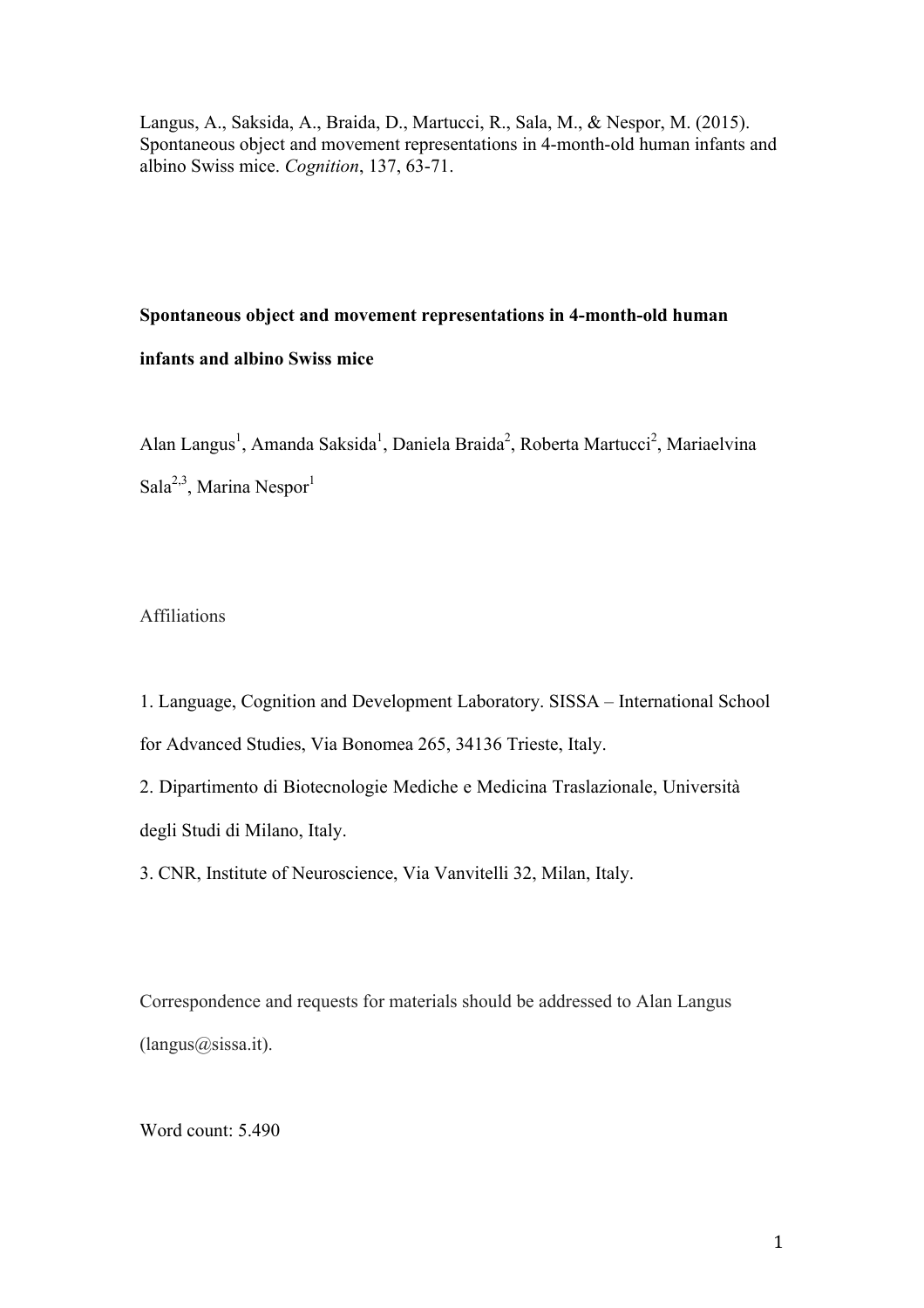Langus, A., Saksida, A., Braida, D., Martucci, R., Sala, M., & Nespor, M. (2015). Spontaneous object and movement representations in 4-month-old human infants and albino Swiss mice. *Cognition*, 137, 63-71.

**Spontaneous object and movement representations in 4-month-old human infants and albino Swiss mice**

Alan Langus[1], Amanda Saksida[1], Daniela Braida[2], Roberta Martucci[2], Mariaelvina Sala[2,3], Marina Nespor[1]

Affiliations

1. Language, Cognition and Development Laboratory. SISSA – International School for Advanced Studies, Via Bonomea 265, 34136 Trieste, Italy.
2. Dipartimento di Biotecnologie Mediche e Medicina Traslazionale, Università degli Studi di Milano, Italy.
3. CNR, Institute of Neuroscience, Via Vanvitelli 32, Milan, Italy.

Correspondence and requests for materials should be addressed to Alan Langus (langus@sissa.it).

Word count: 5.490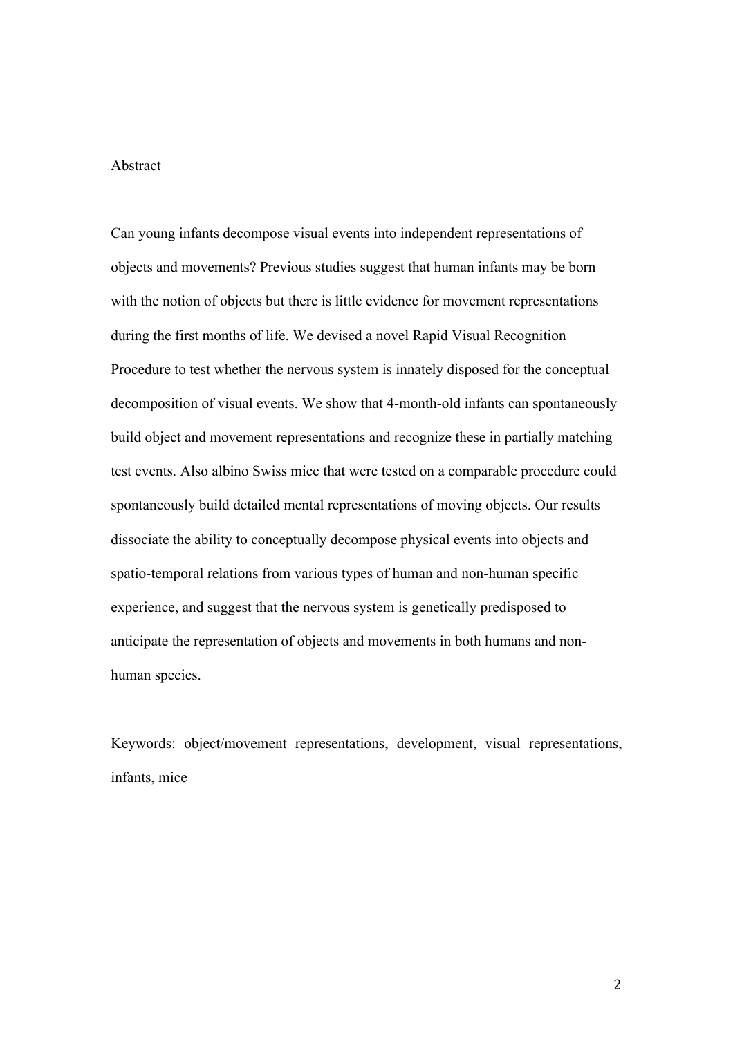# Abstract

Can young infants decompose visual events into independent representations of objects and movements? Previous studies suggest that human infants may be born with the notion of objects but there is little evidence for movement representations during the first months of life. We devised a novel Rapid Visual Recognition Procedure to test whether the nervous system is innately disposed for the conceptual decomposition of visual events. We show that 4-month-old infants can spontaneously build object and movement representations and recognize these in partially matching test events. Also albino Swiss mice that were tested on a comparable procedure could spontaneously build detailed mental representations of moving objects. Our results dissociate the ability to conceptually decompose physical events into objects and spatio-temporal relations from various types of human and non-human specific experience, and suggest that the nervous system is genetically predisposed to anticipate the representation of objects and movements in both humans and non-human species.

Keywords: object/movement representations, development, visual representations, infants, mice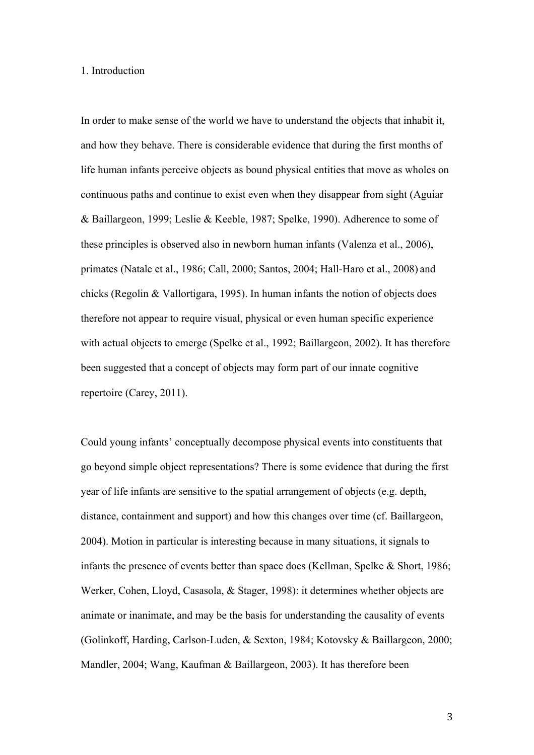# 1. Introduction

In order to make sense of the world we have to understand the objects that inhabit it, and how they behave. There is considerable evidence that during the first months of life human infants perceive objects as bound physical entities that move as wholes on continuous paths and continue to exist even when they disappear from sight (Aguiar & Baillargeon, 1999; Leslie & Keeble, 1987; Spelke, 1990). Adherence to some of these principles is observed also in newborn human infants (Valenza et al., 2006), primates (Natale et al., 1986; Call, 2000; Santos, 2004; Hall-Haro et al., 2008) and chicks (Regolin & Vallortigara, 1995). In human infants the notion of objects does therefore not appear to require visual, physical or even human specific experience with actual objects to emerge (Spelke et al., 1992; Baillargeon, 2002). It has therefore been suggested that a concept of objects may form part of our innate cognitive repertoire (Carey, 2011).

Could young infants' conceptually decompose physical events into constituents that go beyond simple object representations? There is some evidence that during the first year of life infants are sensitive to the spatial arrangement of objects (e.g. depth, distance, containment and support) and how this changes over time (cf. Baillargeon, 2004). Motion in particular is interesting because in many situations, it signals to infants the presence of events better than space does (Kellman, Spelke & Short, 1986; Werker, Cohen, Lloyd, Casasola, & Stager, 1998): it determines whether objects are animate or inanimate, and may be the basis for understanding the causality of events (Golinkoff, Harding, Carlson-Luden, & Sexton, 1984; Kotovsky & Baillargeon, 2000; Mandler, 2004; Wang, Kaufman & Baillargeon, 2003). It has therefore been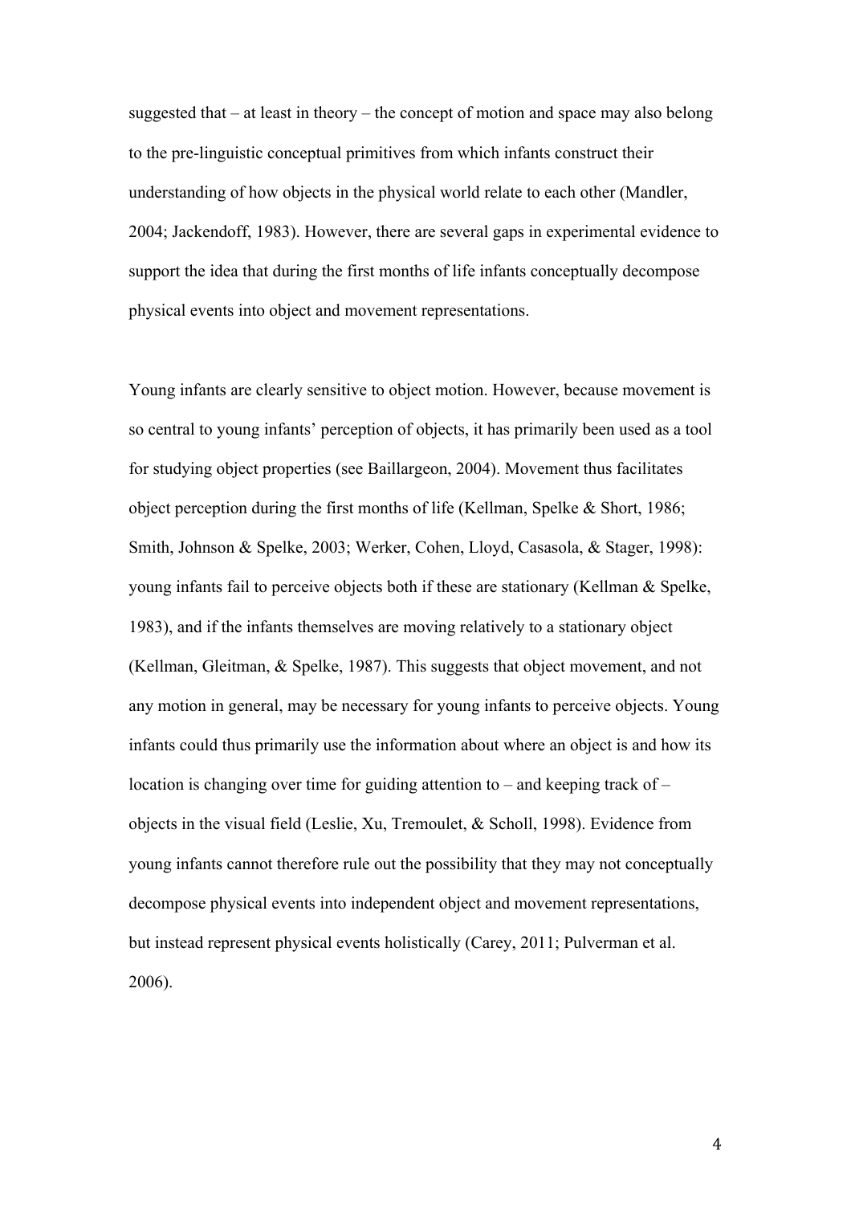suggested that – at least in theory – the concept of motion and space may also belong to the pre-linguistic conceptual primitives from which infants construct their understanding of how objects in the physical world relate to each other (Mandler, 2004; Jackendoff, 1983). However, there are several gaps in experimental evidence to support the idea that during the first months of life infants conceptually decompose physical events into object and movement representations.

Young infants are clearly sensitive to object motion. However, because movement is so central to young infants' perception of objects, it has primarily been used as a tool for studying object properties (see Baillargeon, 2004). Movement thus facilitates object perception during the first months of life (Kellman, Spelke & Short, 1986; Smith, Johnson & Spelke, 2003; Werker, Cohen, Lloyd, Casasola, & Stager, 1998): young infants fail to perceive objects both if these are stationary (Kellman & Spelke, 1983), and if the infants themselves are moving relatively to a stationary object (Kellman, Gleitman, & Spelke, 1987). This suggests that object movement, and not any motion in general, may be necessary for young infants to perceive objects. Young infants could thus primarily use the information about where an object is and how its location is changing over time for guiding attention to – and keeping track of – objects in the visual field (Leslie, Xu, Tremoulet, & Scholl, 1998). Evidence from young infants cannot therefore rule out the possibility that they may not conceptually decompose physical events into independent object and movement representations, but instead represent physical events holistically (Carey, 2011; Pulverman et al. 2006).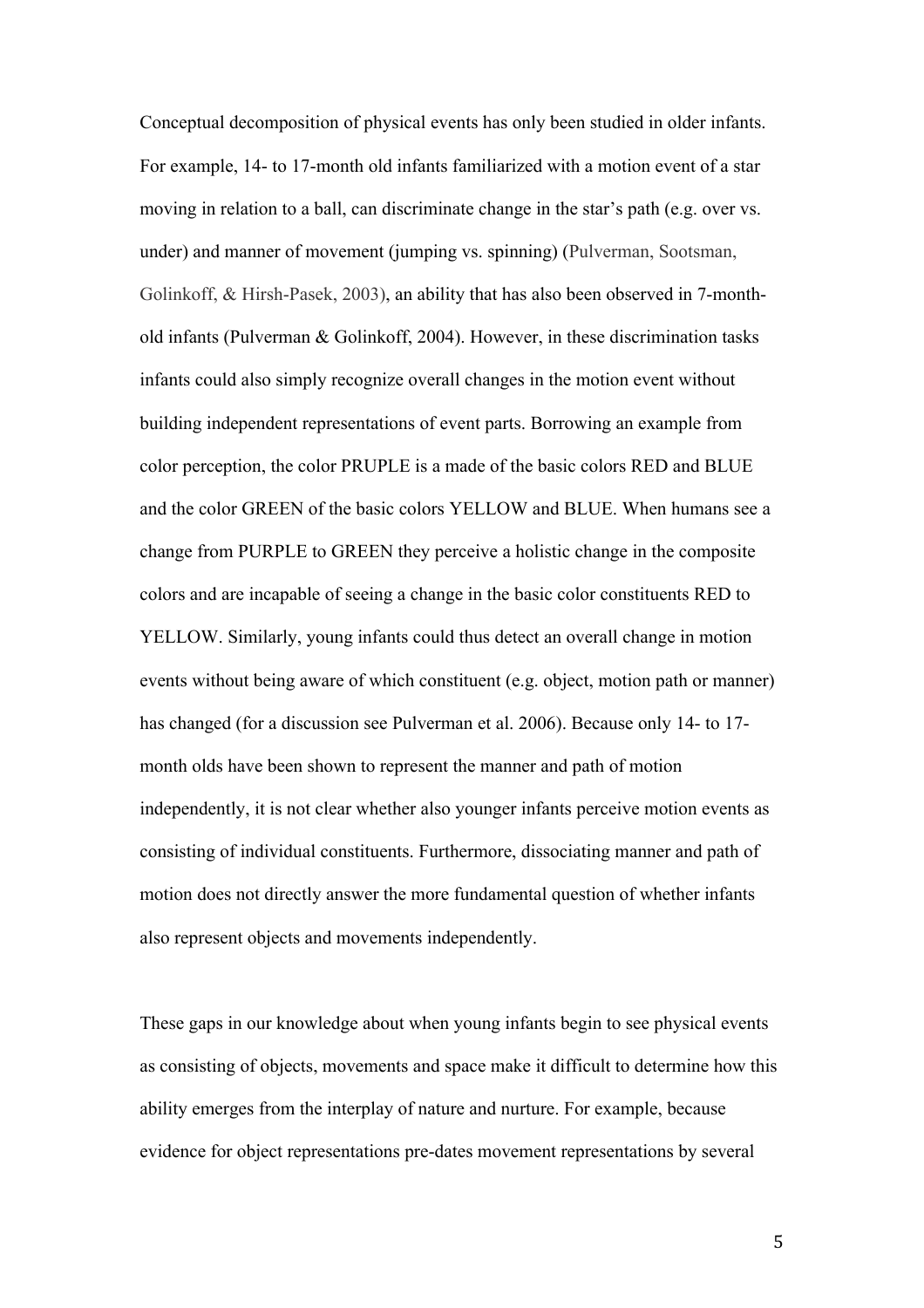Conceptual decomposition of physical events has only been studied in older infants. For example, 14- to 17-month old infants familiarized with a motion event of a star moving in relation to a ball, can discriminate change in the star's path (e.g. over vs. under) and manner of movement (jumping vs. spinning) (Pulverman, Sootsman, Golinkoff, & Hirsh-Pasek, 2003), an ability that has also been observed in 7-month-old infants (Pulverman & Golinkoff, 2004). However, in these discrimination tasks infants could also simply recognize overall changes in the motion event without building independent representations of event parts. Borrowing an example from color perception, the color PRUPLE is a made of the basic colors RED and BLUE and the color GREEN of the basic colors YELLOW and BLUE. When humans see a change from PURPLE to GREEN they perceive a holistic change in the composite colors and are incapable of seeing a change in the basic color constituents RED to YELLOW. Similarly, young infants could thus detect an overall change in motion events without being aware of which constituent (e.g. object, motion path or manner) has changed (for a discussion see Pulverman et al. 2006). Because only 14- to 17-month olds have been shown to represent the manner and path of motion independently, it is not clear whether also younger infants perceive motion events as consisting of individual constituents. Furthermore, dissociating manner and path of motion does not directly answer the more fundamental question of whether infants also represent objects and movements independently.

These gaps in our knowledge about when young infants begin to see physical events as consisting of objects, movements and space make it difficult to determine how this ability emerges from the interplay of nature and nurture. For example, because evidence for object representations pre-dates movement representations by several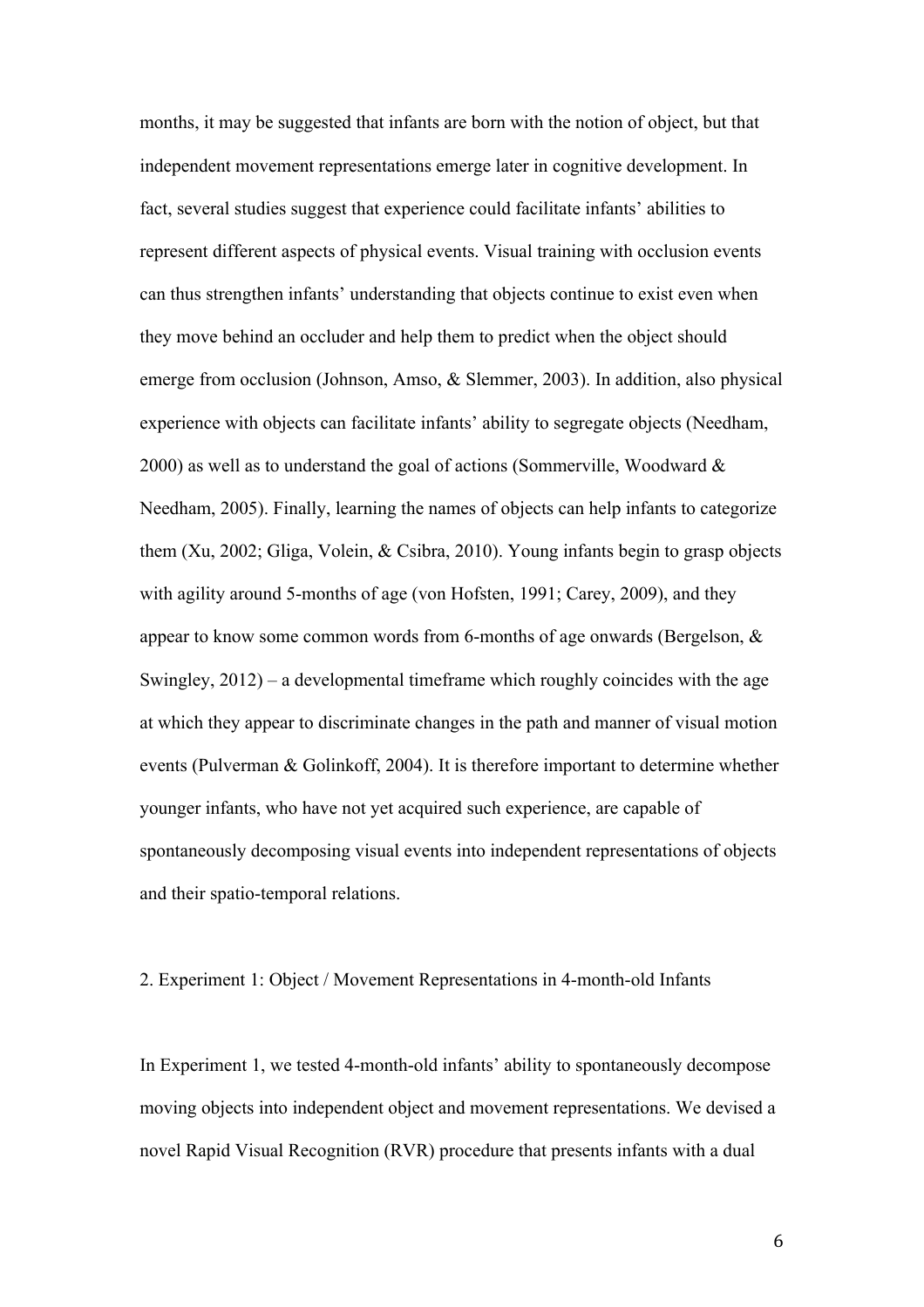months, it may be suggested that infants are born with the notion of object, but that independent movement representations emerge later in cognitive development. In fact, several studies suggest that experience could facilitate infants' abilities to represent different aspects of physical events. Visual training with occlusion events can thus strengthen infants' understanding that objects continue to exist even when they move behind an occluder and help them to predict when the object should emerge from occlusion (Johnson, Amso, & Slemmer, 2003). In addition, also physical experience with objects can facilitate infants' ability to segregate objects (Needham, 2000) as well as to understand the goal of actions (Sommerville, Woodward & Needham, 2005). Finally, learning the names of objects can help infants to categorize them (Xu, 2002; Gliga, Volein, & Csibra, 2010). Young infants begin to grasp objects with agility around 5-months of age (von Hofsten, 1991; Carey, 2009), and they appear to know some common words from 6-months of age onwards (Bergelson, & Swingley, 2012) – a developmental timeframe which roughly coincides with the age at which they appear to discriminate changes in the path and manner of visual motion events (Pulverman & Golinkoff, 2004). It is therefore important to determine whether younger infants, who have not yet acquired such experience, are capable of spontaneously decomposing visual events into independent representations of objects and their spatio-temporal relations.

## 2. Experiment 1: Object / Movement Representations in 4-month-old Infants

In Experiment 1, we tested 4-month-old infants' ability to spontaneously decompose moving objects into independent object and movement representations. We devised a novel Rapid Visual Recognition (RVR) procedure that presents infants with a dual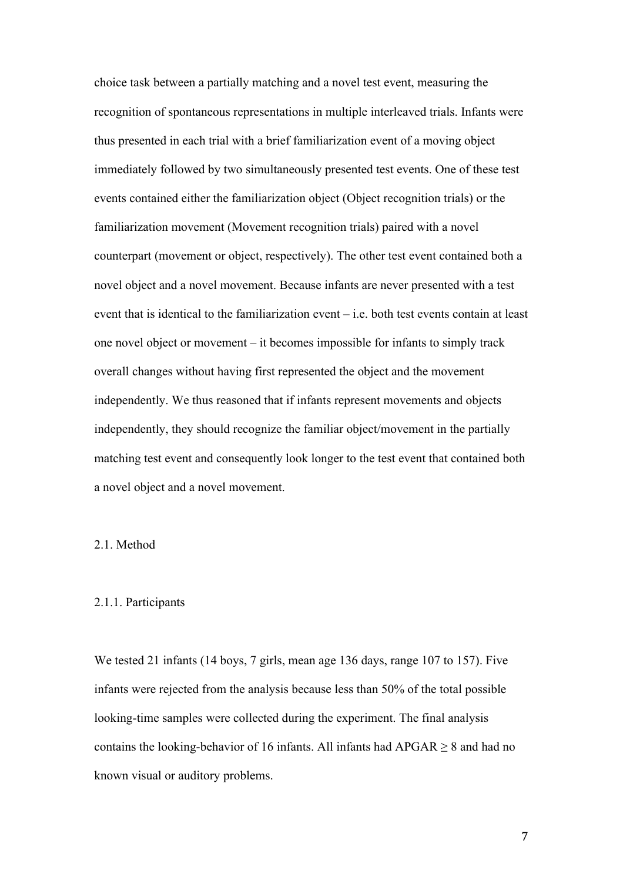choice task between a partially matching and a novel test event, measuring the recognition of spontaneous representations in multiple interleaved trials. Infants were thus presented in each trial with a brief familiarization event of a moving object immediately followed by two simultaneously presented test events. One of these test events contained either the familiarization object (Object recognition trials) or the familiarization movement (Movement recognition trials) paired with a novel counterpart (movement or object, respectively). The other test event contained both a novel object and a novel movement. Because infants are never presented with a test event that is identical to the familiarization event – i.e. both test events contain at least one novel object or movement – it becomes impossible for infants to simply track overall changes without having first represented the object and the movement independently. We thus reasoned that if infants represent movements and objects independently, they should recognize the familiar object/movement in the partially matching test event and consequently look longer to the test event that contained both a novel object and a novel movement.

## 2.1. Method

### 2.1.1. Participants

We tested 21 infants (14 boys, 7 girls, mean age 136 days, range 107 to 157). Five infants were rejected from the analysis because less than 50% of the total possible looking-time samples were collected during the experiment. The final analysis contains the looking-behavior of 16 infants. All infants had APGAR $\geq 8$ and had no known visual or auditory problems.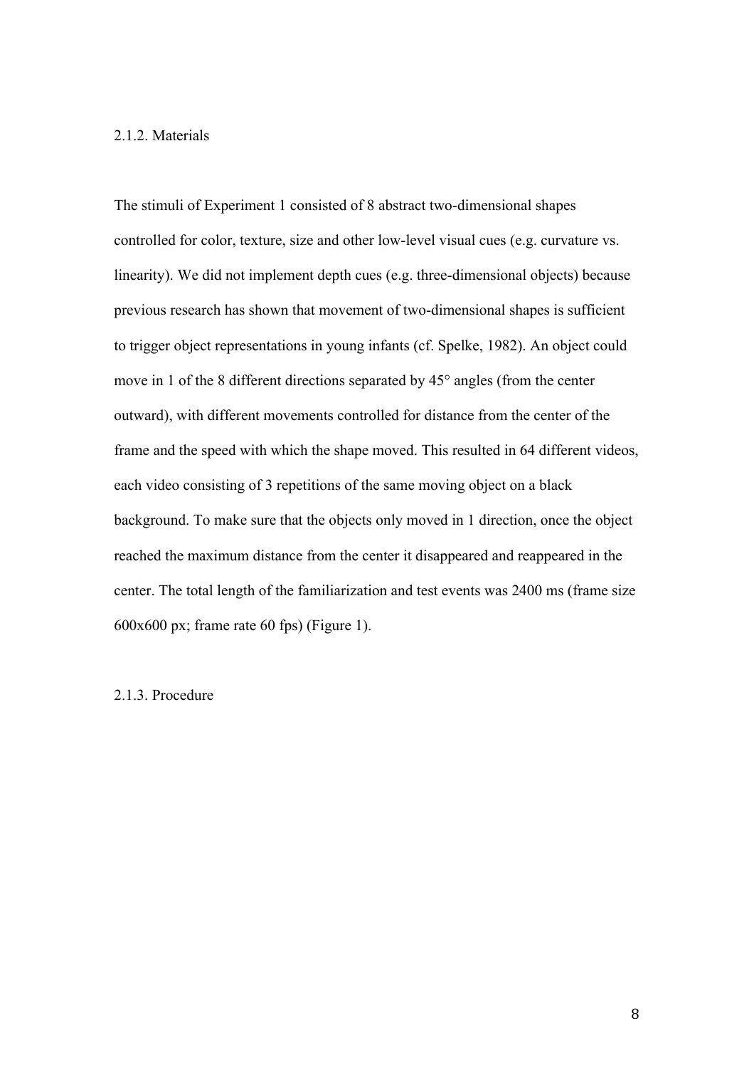### 2.1.2. Materials

The stimuli of Experiment 1 consisted of 8 abstract two-dimensional shapes controlled for color, texture, size and other low-level visual cues (e.g. curvature vs. linearity). We did not implement depth cues (e.g. three-dimensional objects) because previous research has shown that movement of two-dimensional shapes is sufficient to trigger object representations in young infants (cf. Spelke, 1982). An object could move in 1 of the 8 different directions separated by 45° angles (from the center outward), with different movements controlled for distance from the center of the frame and the speed with which the shape moved. This resulted in 64 different videos, each video consisting of 3 repetitions of the same moving object on a black background. To make sure that the objects only moved in 1 direction, once the object reached the maximum distance from the center it disappeared and reappeared in the center. The total length of the familiarization and test events was 2400 ms (frame size 600x600 px; frame rate 60 fps) (Figure 1).

### 2.1.3. Procedure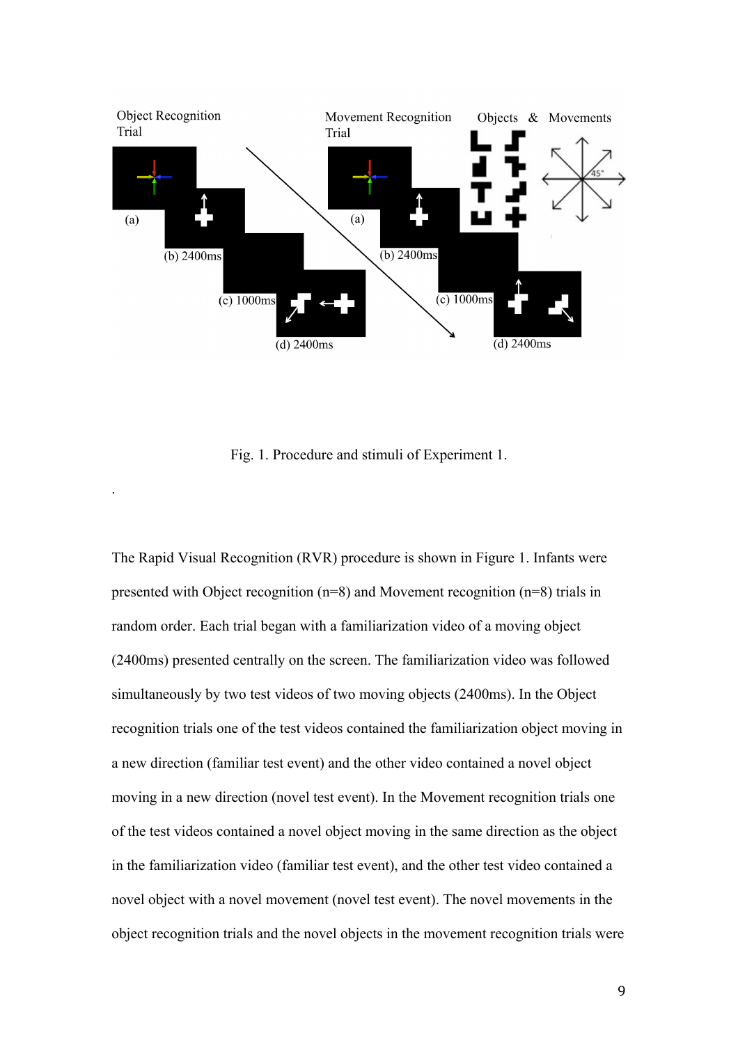Object Recognition Trial

(a)

(b) 2400ms

(c) 1000ms

(d) 2400ms

Movement Recognition Trial

(a)

(b) 2400ms

(c) 1000ms

(d) 2400ms

Objects & Movements

45°

Fig. 1. Procedure and stimuli of Experiment 1.

The Rapid Visual Recognition (RVR) procedure is shown in Figure 1. Infants were presented with Object recognition (n=8) and Movement recognition (n=8) trials in random order. Each trial began with a familiarization video of a moving object (2400ms) presented centrally on the screen. The familiarization video was followed simultaneously by two test videos of two moving objects (2400ms). In the Object recognition trials one of the test videos contained the familiarization object moving in a new direction (familiar test event) and the other video contained a novel object moving in a new direction (novel test event). In the Movement recognition trials one of the test videos contained a novel object moving in the same direction as the object in the familiarization video (familiar test event), and the other test video contained a novel object with a novel movement (novel test event). The novel movements in the object recognition trials and the novel objects in the movement recognition trials were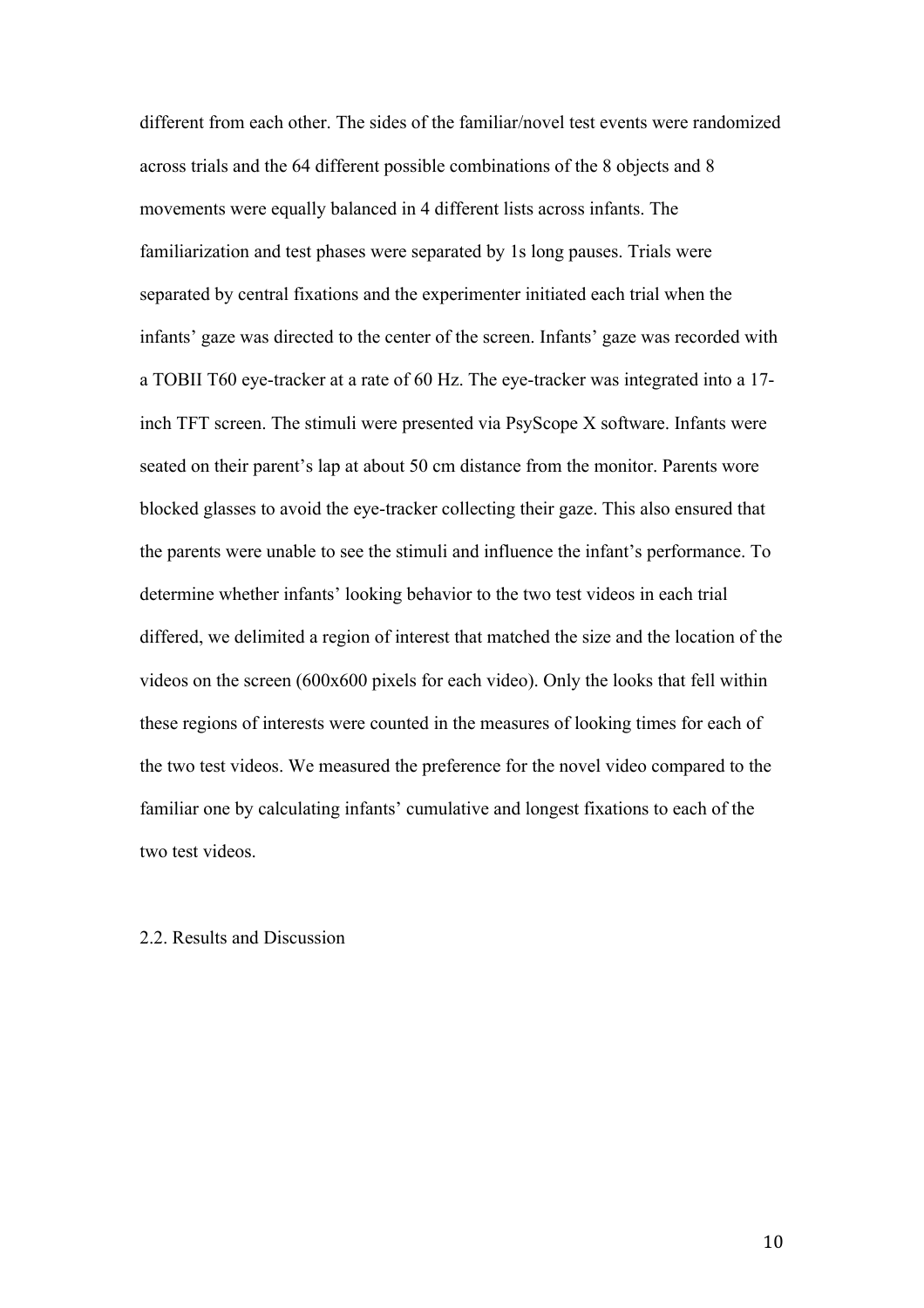different from each other. The sides of the familiar/novel test events were randomized across trials and the 64 different possible combinations of the 8 objects and 8 movements were equally balanced in 4 different lists across infants. The familiarization and test phases were separated by 1s long pauses. Trials were separated by central fixations and the experimenter initiated each trial when the infants' gaze was directed to the center of the screen. Infants' gaze was recorded with a TOBII T60 eye-tracker at a rate of 60 Hz. The eye-tracker was integrated into a 17-inch TFT screen. The stimuli were presented via PsyScope X software. Infants were seated on their parent's lap at about 50 cm distance from the monitor. Parents wore blocked glasses to avoid the eye-tracker collecting their gaze. This also ensured that the parents were unable to see the stimuli and influence the infant's performance. To determine whether infants' looking behavior to the two test videos in each trial differed, we delimited a region of interest that matched the size and the location of the videos on the screen (600x600 pixels for each video). Only the looks that fell within these regions of interests were counted in the measures of looking times for each of the two test videos. We measured the preference for the novel video compared to the familiar one by calculating infants' cumulative and longest fixations to each of the two test videos.

## 2.2. Results and Discussion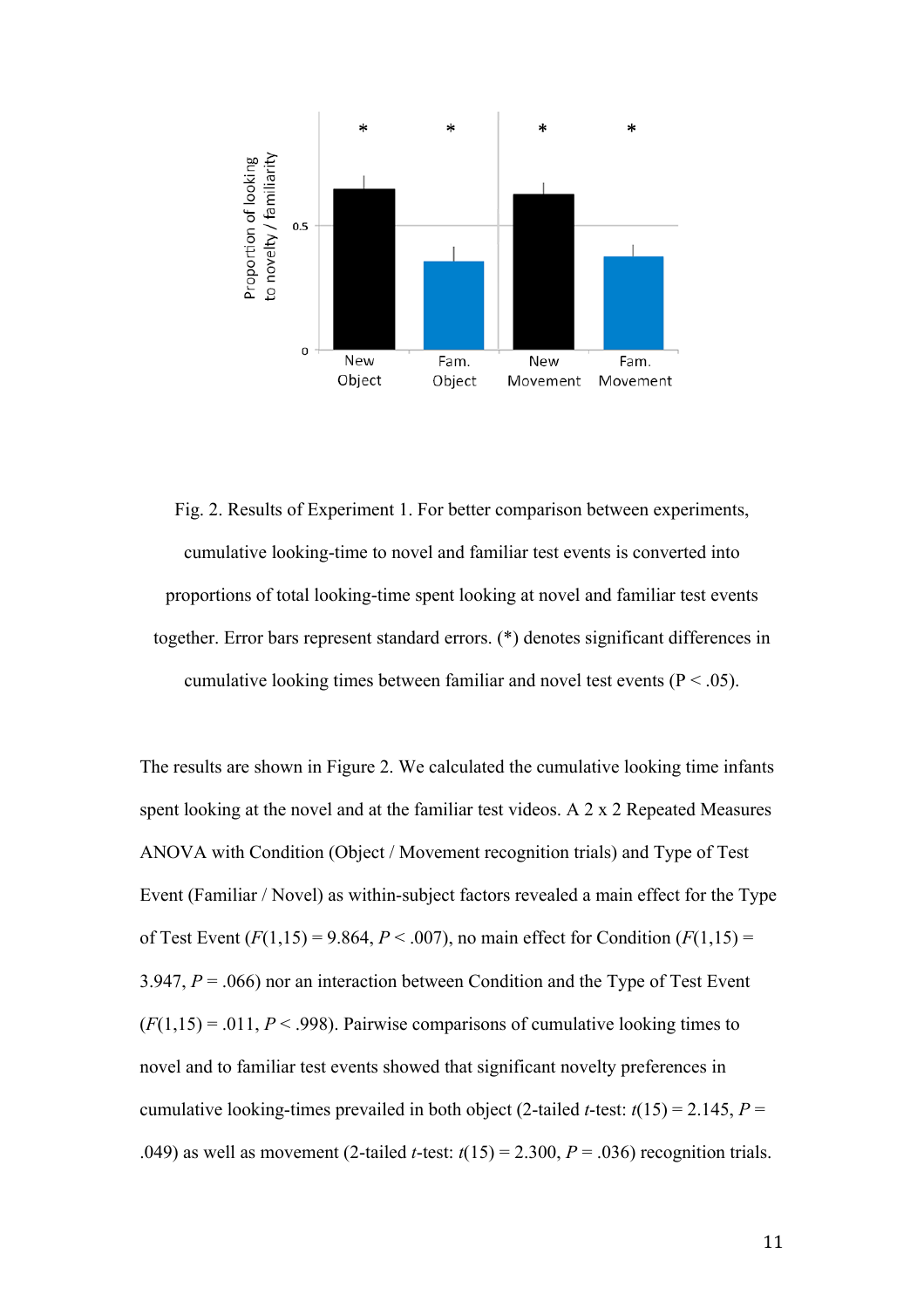Proportion of looking to novelty / familiarity

0.5

0

\* \* \* \*

New Object

Fam. Object

New Movement

Fam. Movement

Fig. 2. Results of Experiment 1. For better comparison between experiments, cumulative looking-time to novel and familiar test events is converted into proportions of total looking-time spent looking at novel and familiar test events together. Error bars represent standard errors. (*) denotes significant differences in cumulative looking times between familiar and novel test events ($P < .05$).

The results are shown in Figure 2. We calculated the cumulative looking time infants spent looking at the novel and at the familiar test videos. A 2 x 2 Repeated Measures ANOVA with Condition (Object / Movement recognition trials) and Type of Test Event (Familiar / Novel) as within-subject factors revealed a main effect for the Type of Test Event ($F(1,15) = 9.864$, $P < .007$), no main effect for Condition ($F(1,15) = 3.947$, $P = .066$) nor an interaction between Condition and the Type of Test Event ($F(1,15) = .011$, $P < .998$). Pairwise comparisons of cumulative looking times to novel and to familiar test events showed that significant novelty preferences in cumulative looking-times prevailed in both object (2-tailed *t*-test: $t(15) = 2.145$, $P = .049$) as well as movement (2-tailed *t*-test: $t(15) = 2.300$, $P = .036$) recognition trials.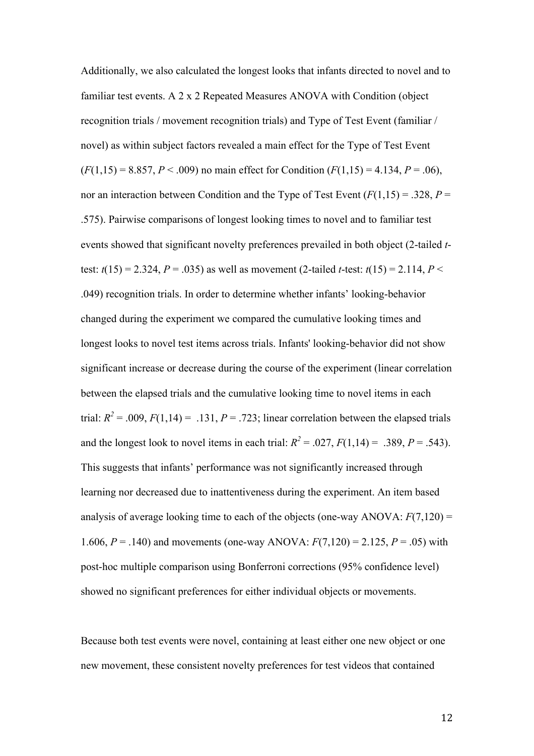Additionally, we also calculated the longest looks that infants directed to novel and to familiar test events. A 2 x 2 Repeated Measures ANOVA with Condition (object recognition trials / movement recognition trials) and Type of Test Event (familiar / novel) as within subject factors revealed a main effect for the Type of Test Event ($F(1,15) = 8.857$, $P < .009$) no main effect for Condition ($F(1,15) = 4.134$, $P = .06$), nor an interaction between Condition and the Type of Test Event ($F(1,15) = .328$, $P = .575$). Pairwise comparisons of longest looking times to novel and to familiar test events showed that significant novelty preferences prevailed in both object (2-tailed *t*-test: $t(15) = 2.324$, $P = .035$) as well as movement (2-tailed *t*-test: $t(15) = 2.114$, $P < .049$) recognition trials. In order to determine whether infants' looking-behavior changed during the experiment we compared the cumulative looking times and longest looks to novel test items across trials. Infants' looking-behavior did not show significant increase or decrease during the course of the experiment (linear correlation between the elapsed trials and the cumulative looking time to novel items in each trial: $R^2 = .009$, $F(1,14) = .131$, $P = .723$; linear correlation between the elapsed trials and the longest look to novel items in each trial: $R^2 = .027$, $F(1,14) = .389$, $P = .543$). This suggests that infants' performance was not significantly increased through learning nor decreased due to inattentiveness during the experiment. An item based analysis of average looking time to each of the objects (one-way ANOVA: $F(7,120) = 1.606$, $P = .140$) and movements (one-way ANOVA: $F(7,120) = 2.125$, $P = .05$) with post-hoc multiple comparison using Bonferroni corrections (95% confidence level) showed no significant preferences for either individual objects or movements.

Because both test events were novel, containing at least either one new object or one new movement, these consistent novelty preferences for test videos that contained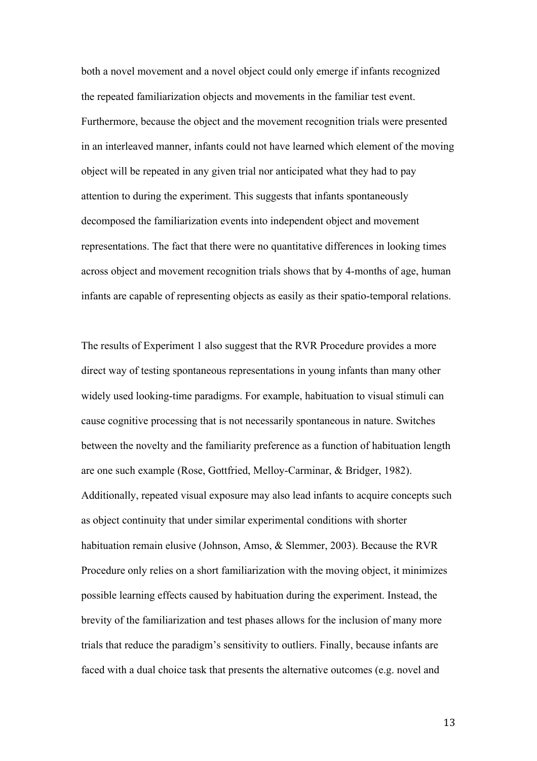both a novel movement and a novel object could only emerge if infants recognized the repeated familiarization objects and movements in the familiar test event. Furthermore, because the object and the movement recognition trials were presented in an interleaved manner, infants could not have learned which element of the moving object will be repeated in any given trial nor anticipated what they had to pay attention to during the experiment. This suggests that infants spontaneously decomposed the familiarization events into independent object and movement representations. The fact that there were no quantitative differences in looking times across object and movement recognition trials shows that by 4-months of age, human infants are capable of representing objects as easily as their spatio-temporal relations.

The results of Experiment 1 also suggest that the RVR Procedure provides a more direct way of testing spontaneous representations in young infants than many other widely used looking-time paradigms. For example, habituation to visual stimuli can cause cognitive processing that is not necessarily spontaneous in nature. Switches between the novelty and the familiarity preference as a function of habituation length are one such example (Rose, Gottfried, Melloy-Carminar, & Bridger, 1982). Additionally, repeated visual exposure may also lead infants to acquire concepts such as object continuity that under similar experimental conditions with shorter habituation remain elusive (Johnson, Amso, & Slemmer, 2003). Because the RVR Procedure only relies on a short familiarization with the moving object, it minimizes possible learning effects caused by habituation during the experiment. Instead, the brevity of the familiarization and test phases allows for the inclusion of many more trials that reduce the paradigm's sensitivity to outliers. Finally, because infants are faced with a dual choice task that presents the alternative outcomes (e.g. novel and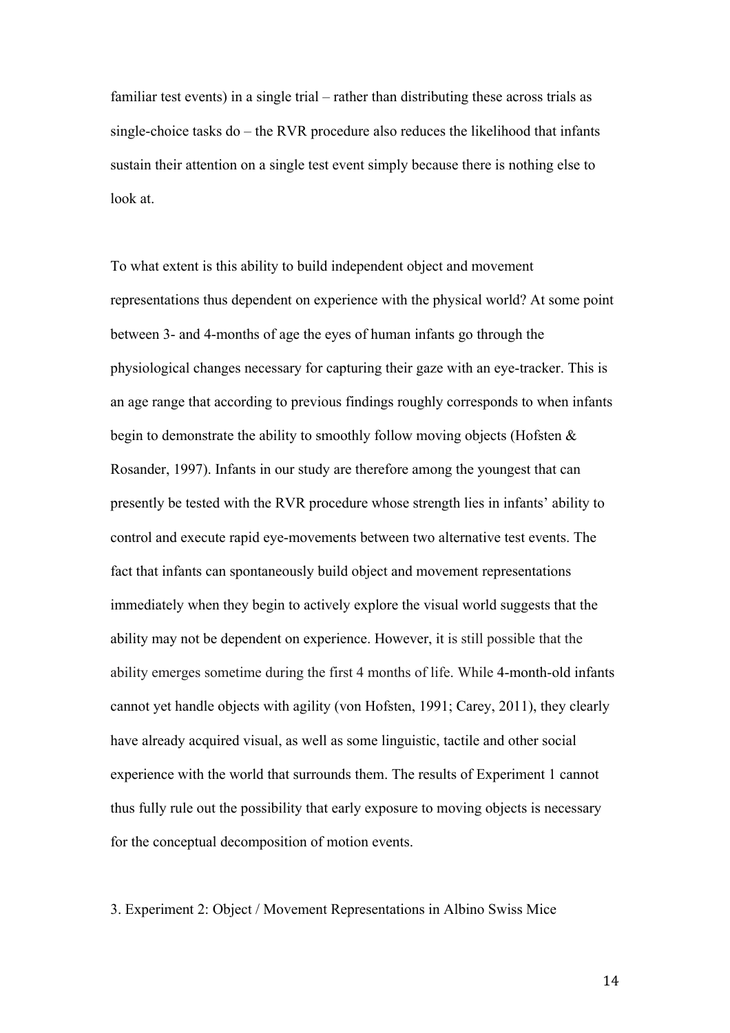familiar test events) in a single trial – rather than distributing these across trials as single-choice tasks do – the RVR procedure also reduces the likelihood that infants sustain their attention on a single test event simply because there is nothing else to look at.

To what extent is this ability to build independent object and movement representations thus dependent on experience with the physical world? At some point between 3- and 4-months of age the eyes of human infants go through the physiological changes necessary for capturing their gaze with an eye-tracker. This is an age range that according to previous findings roughly corresponds to when infants begin to demonstrate the ability to smoothly follow moving objects (Hofsten & Rosander, 1997). Infants in our study are therefore among the youngest that can presently be tested with the RVR procedure whose strength lies in infants' ability to control and execute rapid eye-movements between two alternative test events. The fact that infants can spontaneously build object and movement representations immediately when they begin to actively explore the visual world suggests that the ability may not be dependent on experience. However, it is still possible that the ability emerges sometime during the first 4 months of life. While 4-month-old infants cannot yet handle objects with agility (von Hofsten, 1991; Carey, 2011), they clearly have already acquired visual, as well as some linguistic, tactile and other social experience with the world that surrounds them. The results of Experiment 1 cannot thus fully rule out the possibility that early exposure to moving objects is necessary for the conceptual decomposition of motion events.

## 3. Experiment 2: Object / Movement Representations in Albino Swiss Mice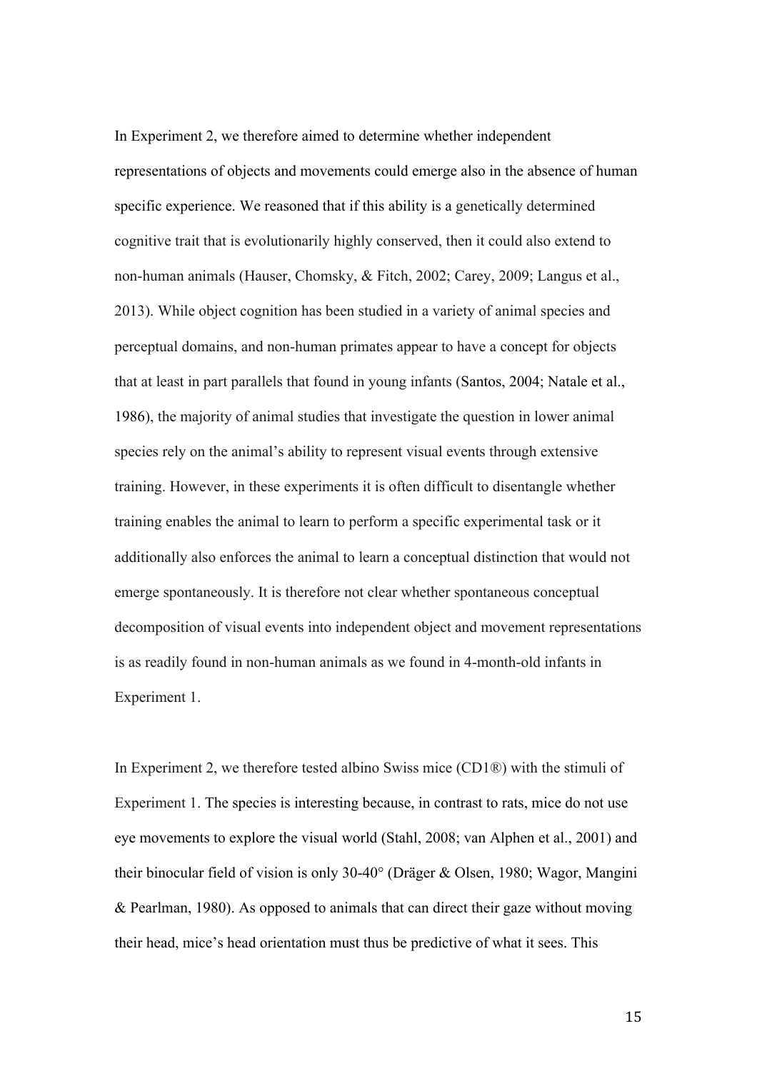In Experiment 2, we therefore aimed to determine whether independent representations of objects and movements could emerge also in the absence of human specific experience. We reasoned that if this ability is a genetically determined cognitive trait that is evolutionarily highly conserved, then it could also extend to non-human animals (Hauser, Chomsky, & Fitch, 2002; Carey, 2009; Langus et al., 2013). While object cognition has been studied in a variety of animal species and perceptual domains, and non-human primates appear to have a concept for objects that at least in part parallels that found in young infants (Santos, 2004; Natale et al., 1986), the majority of animal studies that investigate the question in lower animal species rely on the animal's ability to represent visual events through extensive training. However, in these experiments it is often difficult to disentangle whether training enables the animal to learn to perform a specific experimental task or it additionally also enforces the animal to learn a conceptual distinction that would not emerge spontaneously. It is therefore not clear whether spontaneous conceptual decomposition of visual events into independent object and movement representations is as readily found in non-human animals as we found in 4-month-old infants in Experiment 1.

In Experiment 2, we therefore tested albino Swiss mice (CD1®) with the stimuli of Experiment 1. The species is interesting because, in contrast to rats, mice do not use eye movements to explore the visual world (Stahl, 2008; van Alphen et al., 2001) and their binocular field of vision is only 30-40° (Dräger & Olsen, 1980; Wagor, Mangini & Pearlman, 1980). As opposed to animals that can direct their gaze without moving their head, mice's head orientation must thus be predictive of what it sees. This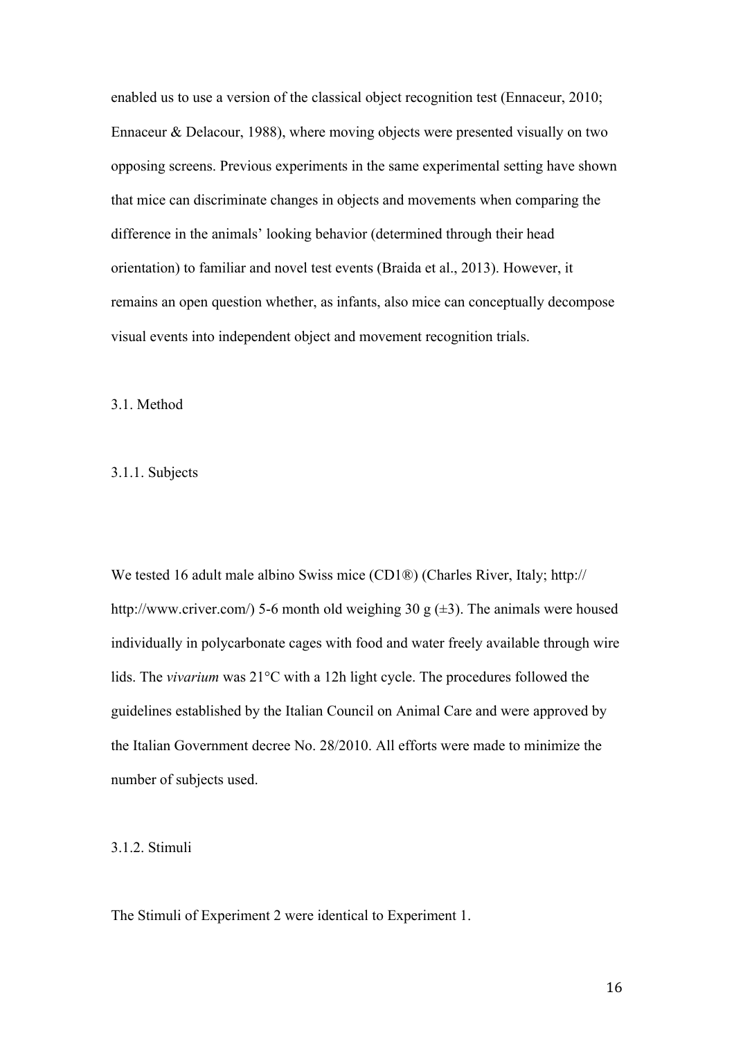enabled us to use a version of the classical object recognition test (Ennaceur, 2010; Ennaceur & Delacour, 1988), where moving objects were presented visually on two opposing screens. Previous experiments in the same experimental setting have shown that mice can discriminate changes in objects and movements when comparing the difference in the animals' looking behavior (determined through their head orientation) to familiar and novel test events (Braida et al., 2013). However, it remains an open question whether, as infants, also mice can conceptually decompose visual events into independent object and movement recognition trials.

### 3.1. Method

#### 3.1.1. Subjects

We tested 16 adult male albino Swiss mice (CD1®) (Charles River, Italy; http:// http://www.criver.com/) 5-6 month old weighing 30 g (±3). The animals were housed individually in polycarbonate cages with food and water freely available through wire lids. The *vivarium* was 21°C with a 12h light cycle. The procedures followed the guidelines established by the Italian Council on Animal Care and were approved by the Italian Government decree No. 28/2010. All efforts were made to minimize the number of subjects used.

#### 3.1.2. Stimuli

The Stimuli of Experiment 2 were identical to Experiment 1.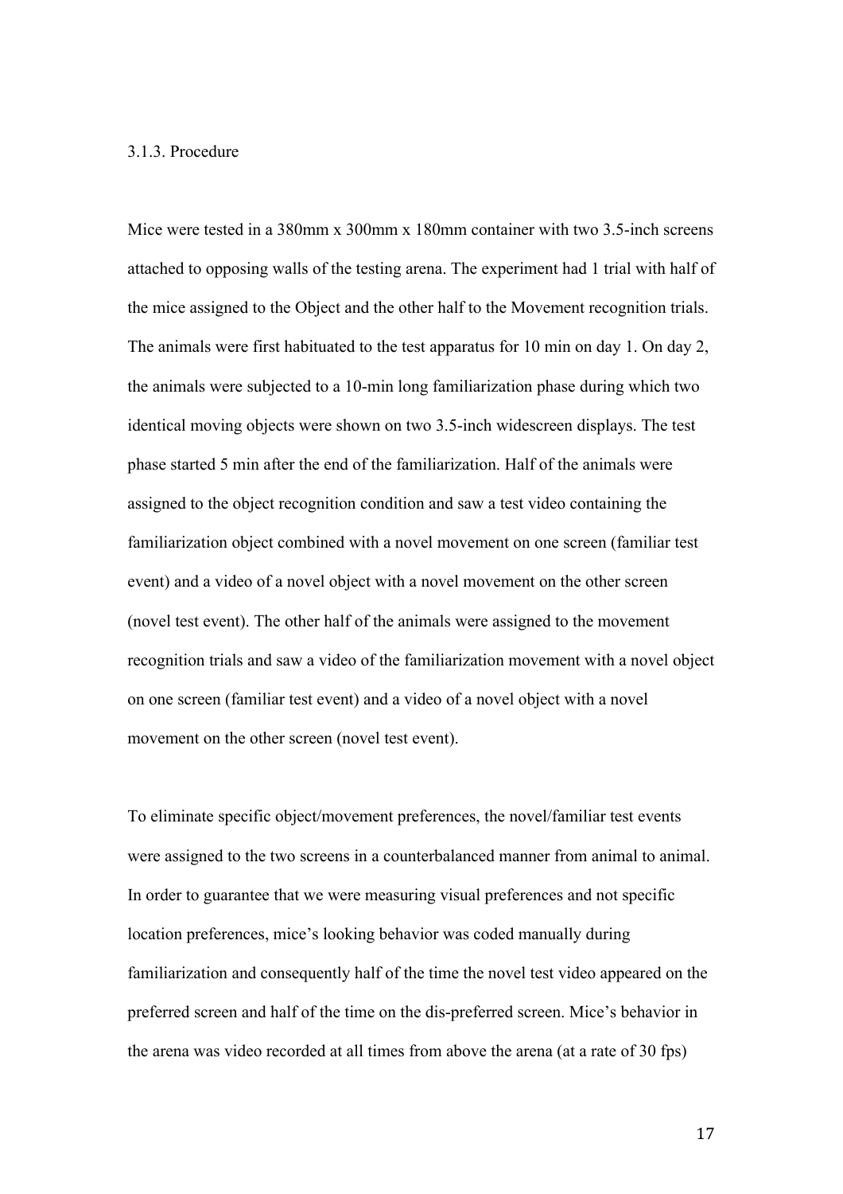### 3.1.3. Procedure

Mice were tested in a 380mm x 300mm x 180mm container with two 3.5-inch screens attached to opposing walls of the testing arena. The experiment had 1 trial with half of the mice assigned to the Object and the other half to the Movement recognition trials. The animals were first habituated to the test apparatus for 10 min on day 1. On day 2, the animals were subjected to a 10-min long familiarization phase during which two identical moving objects were shown on two 3.5-inch widescreen displays. The test phase started 5 min after the end of the familiarization. Half of the animals were assigned to the object recognition condition and saw a test video containing the familiarization object combined with a novel movement on one screen (familiar test event) and a video of a novel object with a novel movement on the other screen (novel test event). The other half of the animals were assigned to the movement recognition trials and saw a video of the familiarization movement with a novel object on one screen (familiar test event) and a video of a novel object with a novel movement on the other screen (novel test event).

To eliminate specific object/movement preferences, the novel/familiar test events were assigned to the two screens in a counterbalanced manner from animal to animal. In order to guarantee that we were measuring visual preferences and not specific location preferences, mice's looking behavior was coded manually during familiarization and consequently half of the time the novel test video appeared on the preferred screen and half of the time on the dis-preferred screen. Mice's behavior in the arena was video recorded at all times from above the arena (at a rate of 30 fps)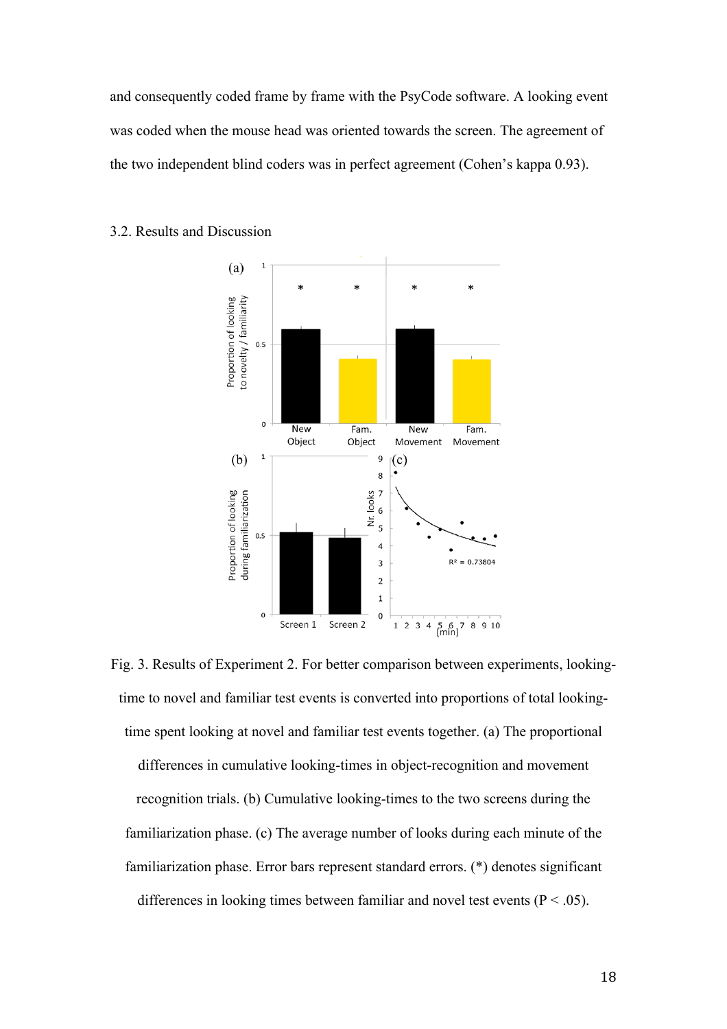and consequently coded frame by frame with the PsyCode software. A looking event was coded when the mouse head was oriented towards the screen. The agreement of the two independent blind coders was in perfect agreement (Cohen's kappa 0.93).

## 3.2. Results and Discussion

(a)

Proportion of looking to novelty / familiarity

1

0.5

0

\* \* \* \*

New Object

Fam. Object

New Movement

Fam. Movement

(b)

Proportion of looking during familiarization

1

0.5

0

Screen 1

Screen 2

(c)

Nr. looks

9 8 7 6 5 4 3 2 1 0

R² = 0.73804

1 2 3 4 5 6 7 8 9 10

(min)

Fig. 3. Results of Experiment 2. For better comparison between experiments, looking-time to novel and familiar test events is converted into proportions of total looking-time spent looking at novel and familiar test events together. (a) The proportional differences in cumulative looking-times in object-recognition and movement recognition trials. (b) Cumulative looking-times to the two screens during the familiarization phase. (c) The average number of looks during each minute of the familiarization phase. Error bars represent standard errors. (*) denotes significant differences in looking times between familiar and novel test events ($P < .05$).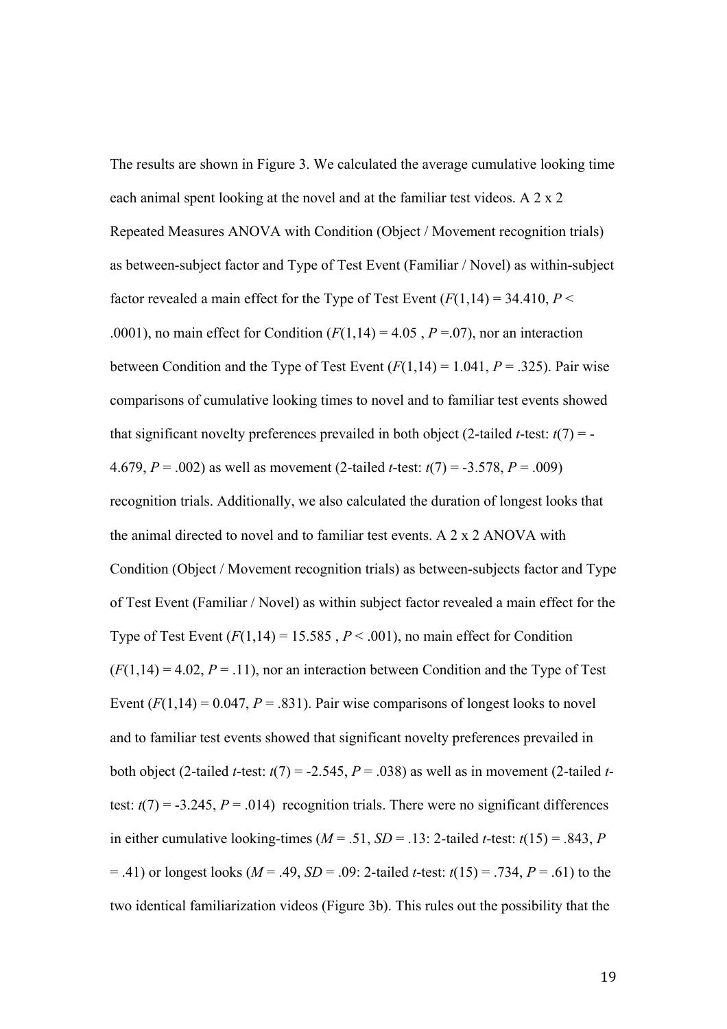The results are shown in Figure 3. We calculated the average cumulative looking time each animal spent looking at the novel and at the familiar test videos. A 2 x 2 Repeated Measures ANOVA with Condition (Object / Movement recognition trials) as between-subject factor and Type of Test Event (Familiar / Novel) as within-subject factor revealed a main effect for the Type of Test Event ($F(1,14) = 34.410$, $P < .0001$), no main effect for Condition ($F(1,14) = 4.05$ , $P = .07$), nor an interaction between Condition and the Type of Test Event ($F(1,14) = 1.041$, $P = .325$). Pair wise comparisons of cumulative looking times to novel and to familiar test events showed that significant novelty preferences prevailed in both object (2-tailed *t*-test: $t(7) = -4.679$, $P = .002$) as well as movement (2-tailed *t*-test: $t(7) = -3.578$, $P = .009$) recognition trials. Additionally, we also calculated the duration of longest looks that the animal directed to novel and to familiar test events. A 2 x 2 ANOVA with Condition (Object / Movement recognition trials) as between-subjects factor and Type of Test Event (Familiar / Novel) as within subject factor revealed a main effect for the Type of Test Event ($F(1,14) = 15.585$ , $P < .001$), no main effect for Condition ($F(1,14) = 4.02$, $P = .11$), nor an interaction between Condition and the Type of Test Event ($F(1,14) = 0.047$, $P = .831$). Pair wise comparisons of longest looks to novel and to familiar test events showed that significant novelty preferences prevailed in both object (2-tailed *t*-test: $t(7) = -2.545$, $P = .038$) as well as in movement (2-tailed *t*-test: $t(7) = -3.245$, $P = .014$) recognition trials. There were no significant differences in either cumulative looking-times ($M = .51$, $SD = .13$: 2-tailed *t*-test: $t(15) = .843$, $P = .41$) or longest looks ($M = .49$, $SD = .09$: 2-tailed *t*-test: $t(15) = .734$, $P = .61$) to the two identical familiarization videos (Figure 3b). This rules out the possibility that the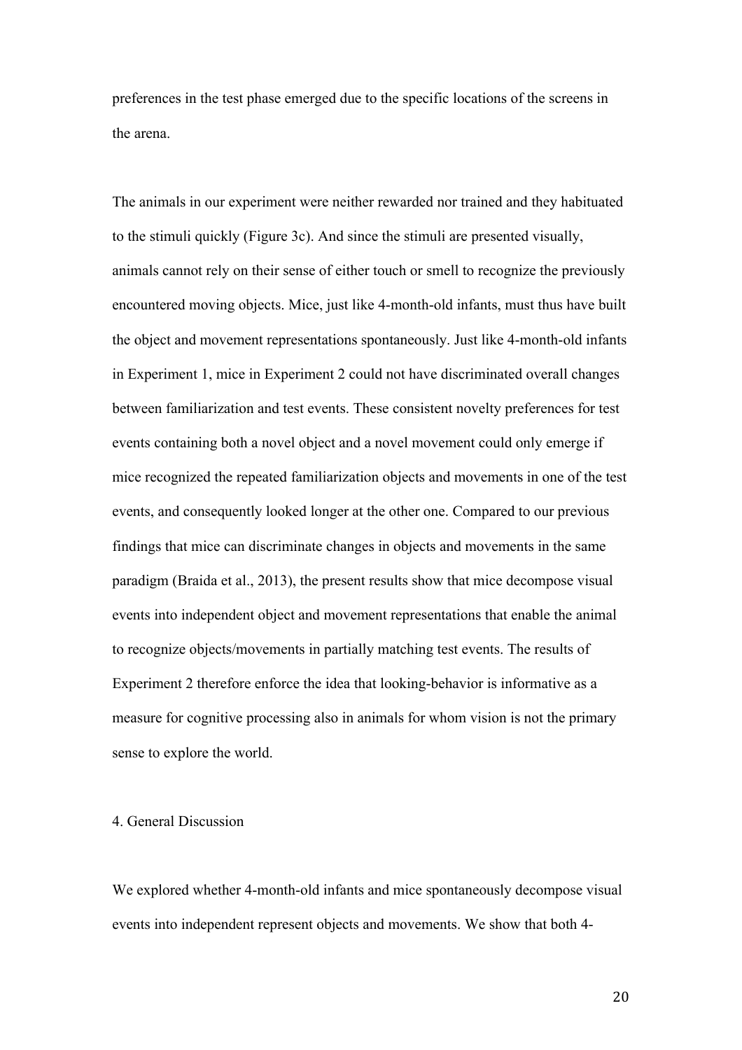preferences in the test phase emerged due to the specific locations of the screens in the arena.

The animals in our experiment were neither rewarded nor trained and they habituated to the stimuli quickly (Figure 3c). And since the stimuli are presented visually, animals cannot rely on their sense of either touch or smell to recognize the previously encountered moving objects. Mice, just like 4-month-old infants, must thus have built the object and movement representations spontaneously. Just like 4-month-old infants in Experiment 1, mice in Experiment 2 could not have discriminated overall changes between familiarization and test events. These consistent novelty preferences for test events containing both a novel object and a novel movement could only emerge if mice recognized the repeated familiarization objects and movements in one of the test events, and consequently looked longer at the other one. Compared to our previous findings that mice can discriminate changes in objects and movements in the same paradigm (Braida et al., 2013), the present results show that mice decompose visual events into independent object and movement representations that enable the animal to recognize objects/movements in partially matching test events. The results of Experiment 2 therefore enforce the idea that looking-behavior is informative as a measure for cognitive processing also in animals for whom vision is not the primary sense to explore the world.

## 4. General Discussion

We explored whether 4-month-old infants and mice spontaneously decompose visual events into independent represent objects and movements. We show that both 4-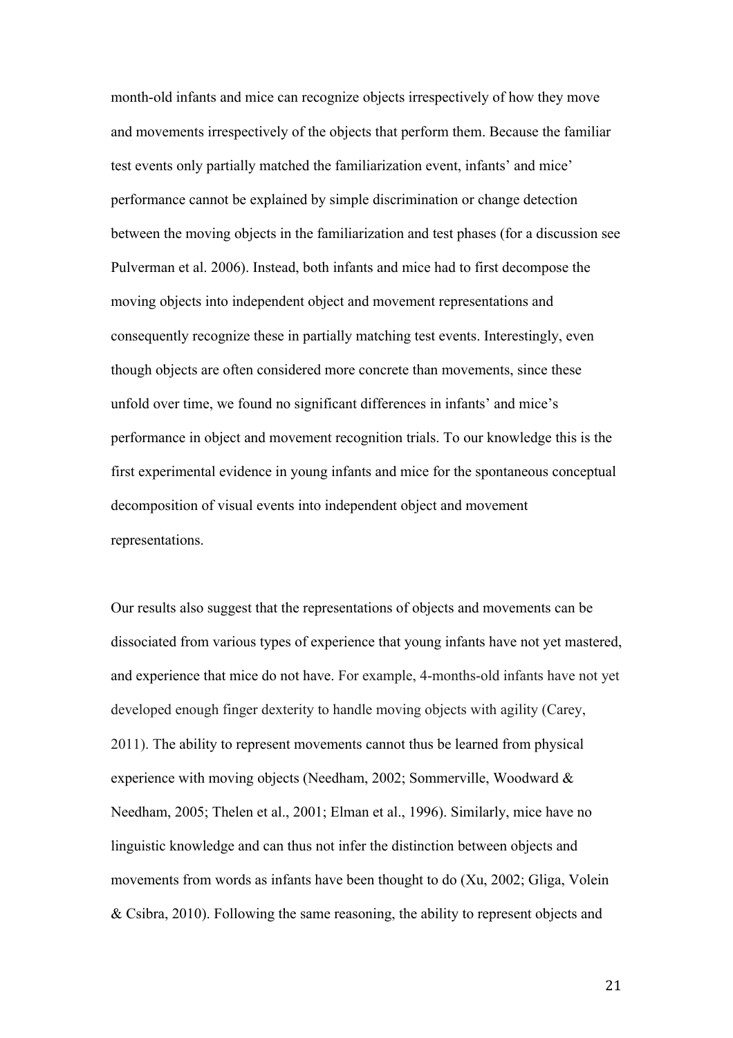month-old infants and mice can recognize objects irrespectively of how they move and movements irrespectively of the objects that perform them. Because the familiar test events only partially matched the familiarization event, infants' and mice' performance cannot be explained by simple discrimination or change detection between the moving objects in the familiarization and test phases (for a discussion see Pulverman et al. 2006). Instead, both infants and mice had to first decompose the moving objects into independent object and movement representations and consequently recognize these in partially matching test events. Interestingly, even though objects are often considered more concrete than movements, since these unfold over time, we found no significant differences in infants' and mice's performance in object and movement recognition trials. To our knowledge this is the first experimental evidence in young infants and mice for the spontaneous conceptual decomposition of visual events into independent object and movement representations.

Our results also suggest that the representations of objects and movements can be dissociated from various types of experience that young infants have not yet mastered, and experience that mice do not have. For example, 4-months-old infants have not yet developed enough finger dexterity to handle moving objects with agility (Carey, 2011). The ability to represent movements cannot thus be learned from physical experience with moving objects (Needham, 2002; Sommerville, Woodward & Needham, 2005; Thelen et al., 2001; Elman et al., 1996). Similarly, mice have no linguistic knowledge and can thus not infer the distinction between objects and movements from words as infants have been thought to do (Xu, 2002; Gliga, Volein & Csibra, 2010). Following the same reasoning, the ability to represent objects and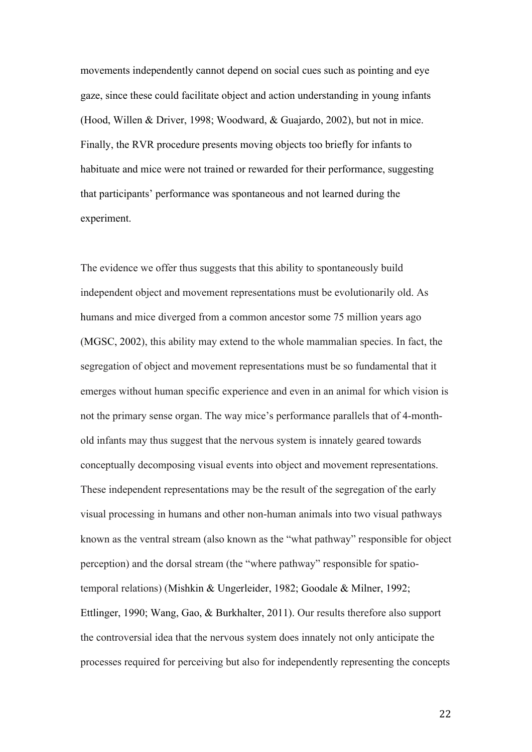movements independently cannot depend on social cues such as pointing and eye gaze, since these could facilitate object and action understanding in young infants (Hood, Willen & Driver, 1998; Woodward, & Guajardo, 2002), but not in mice. Finally, the RVR procedure presents moving objects too briefly for infants to habituate and mice were not trained or rewarded for their performance, suggesting that participants' performance was spontaneous and not learned during the experiment.

The evidence we offer thus suggests that this ability to spontaneously build independent object and movement representations must be evolutionarily old. As humans and mice diverged from a common ancestor some 75 million years ago (MGSC, 2002), this ability may extend to the whole mammalian species. In fact, the segregation of object and movement representations must be so fundamental that it emerges without human specific experience and even in an animal for which vision is not the primary sense organ. The way mice's performance parallels that of 4-month-old infants may thus suggest that the nervous system is innately geared towards conceptually decomposing visual events into object and movement representations. These independent representations may be the result of the segregation of the early visual processing in humans and other non-human animals into two visual pathways known as the ventral stream (also known as the "what pathway" responsible for object perception) and the dorsal stream (the "where pathway" responsible for spatio-temporal relations) (Mishkin & Ungerleider, 1982; Goodale & Milner, 1992; Ettlinger, 1990; Wang, Gao, & Burkhalter, 2011). Our results therefore also support the controversial idea that the nervous system does innately not only anticipate the processes required for perceiving but also for independently representing the concepts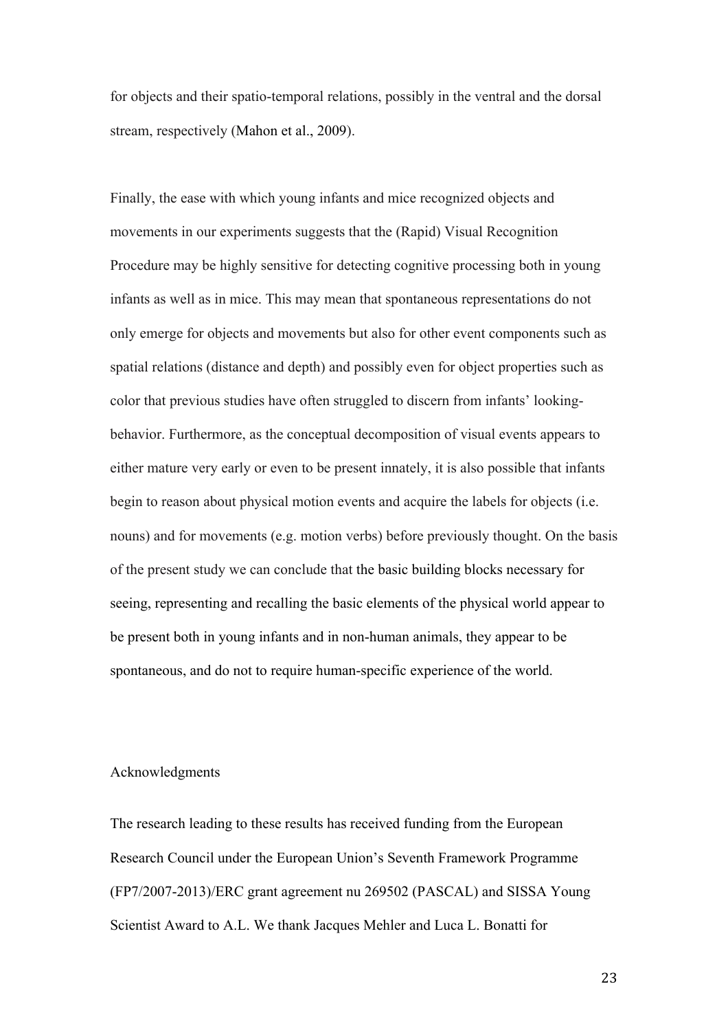for objects and their spatio-temporal relations, possibly in the ventral and the dorsal stream, respectively (Mahon et al., 2009).

Finally, the ease with which young infants and mice recognized objects and movements in our experiments suggests that the (Rapid) Visual Recognition Procedure may be highly sensitive for detecting cognitive processing both in young infants as well as in mice. This may mean that spontaneous representations do not only emerge for objects and movements but also for other event components such as spatial relations (distance and depth) and possibly even for object properties such as color that previous studies have often struggled to discern from infants' looking-behavior. Furthermore, as the conceptual decomposition of visual events appears to either mature very early or even to be present innately, it is also possible that infants begin to reason about physical motion events and acquire the labels for objects (i.e. nouns) and for movements (e.g. motion verbs) before previously thought. On the basis of the present study we can conclude that the basic building blocks necessary for seeing, representing and recalling the basic elements of the physical world appear to be present both in young infants and in non-human animals, they appear to be spontaneous, and do not to require human-specific experience of the world.

## Acknowledgments

The research leading to these results has received funding from the European Research Council under the European Union's Seventh Framework Programme (FP7/2007-2013)/ERC grant agreement nu 269502 (PASCAL) and SISSA Young Scientist Award to A.L. We thank Jacques Mehler and Luca L. Bonatti for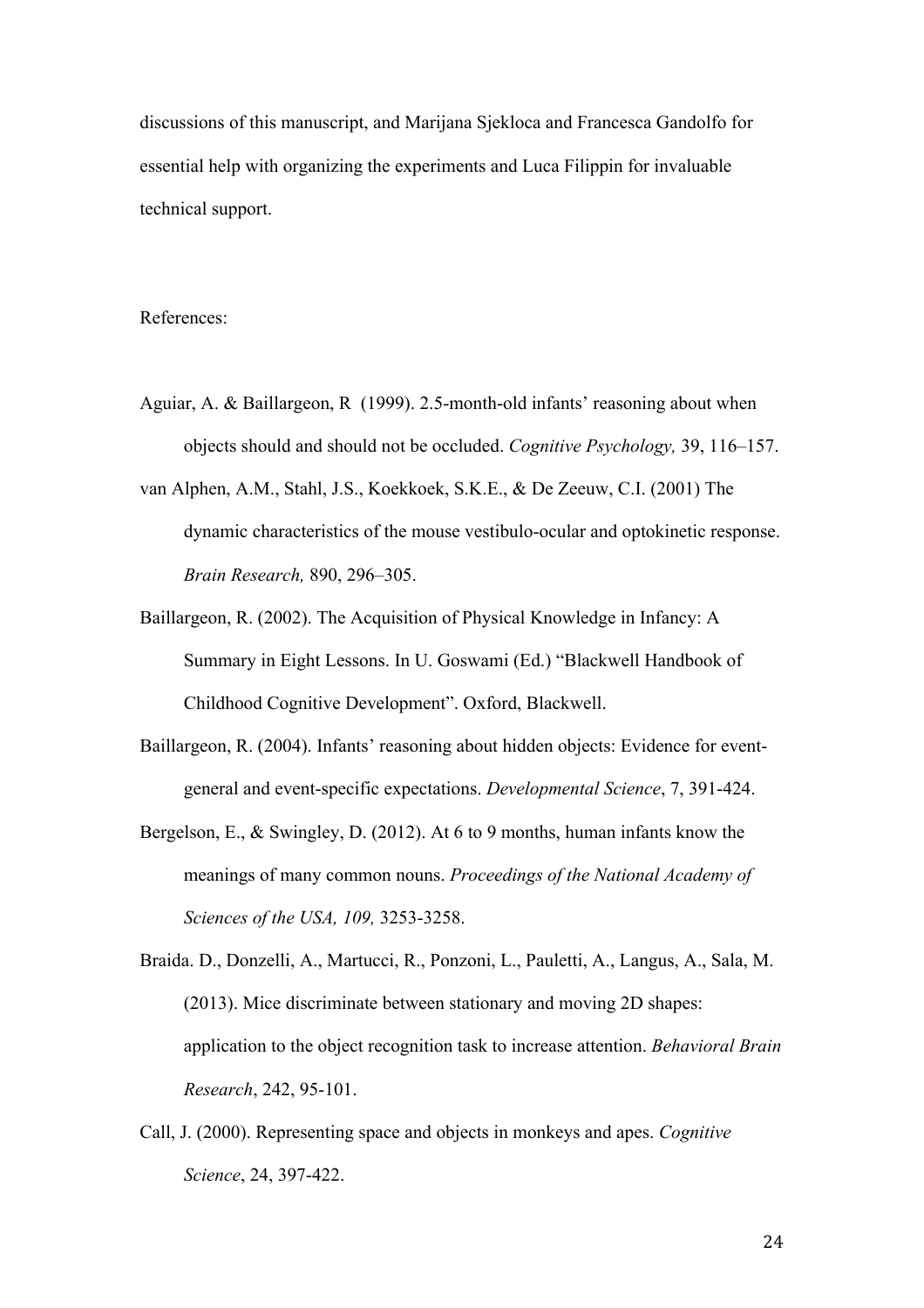discussions of this manuscript, and Marijana Sjekloca and Francesca Gandolfo for essential help with organizing the experiments and Luca Filippin for invaluable technical support.

References:

Aguiar, A. & Baillargeon, R (1999). 2.5-month-old infants' reasoning about when objects should and should not be occluded. *Cognitive Psychology,* 39, 116–157.

van Alphen, A.M., Stahl, J.S., Koekkoek, S.K.E., & De Zeeuw, C.I. (2001) The dynamic characteristics of the mouse vestibulo-ocular and optokinetic response. *Brain Research,* 890, 296–305.

Baillargeon, R. (2002). The Acquisition of Physical Knowledge in Infancy: A Summary in Eight Lessons. In U. Goswami (Ed.) "Blackwell Handbook of Childhood Cognitive Development". Oxford, Blackwell.

Baillargeon, R. (2004). Infants' reasoning about hidden objects: Evidence for event-general and event-specific expectations. *Developmental Science*, 7, 391-424.

Bergelson, E., & Swingley, D. (2012). At 6 to 9 months, human infants know the meanings of many common nouns. *Proceedings of the National Academy of Sciences of the USA, 109,* 3253-3258.

Braida. D., Donzelli, A., Martucci, R., Ponzoni, L., Pauletti, A., Langus, A., Sala, M. (2013). Mice discriminate between stationary and moving 2D shapes: application to the object recognition task to increase attention. *Behavioral Brain Research*, 242, 95-101.

Call, J. (2000). Representing space and objects in monkeys and apes. *Cognitive Science*, 24, 397-422.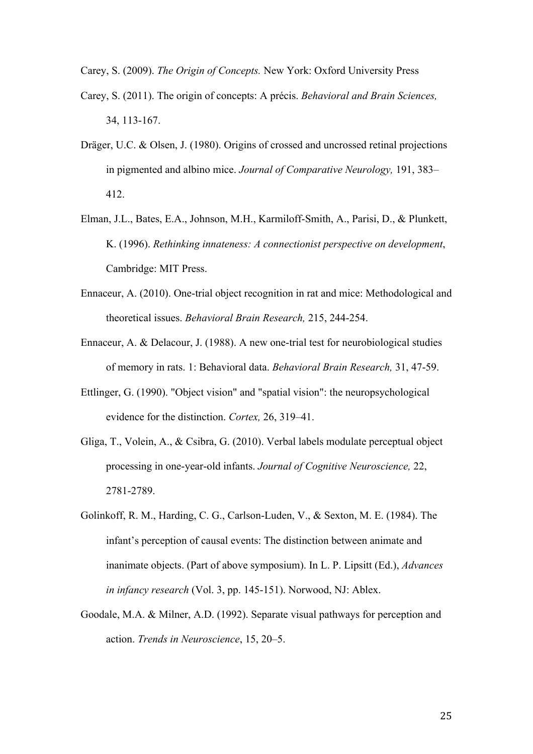Carey, S. (2009). *The Origin of Concepts.* New York: Oxford University Press

Carey, S. (2011). The origin of concepts: A précis. *Behavioral and Brain Sciences,* 34, 113-167.

Dräger, U.C. & Olsen, J. (1980). Origins of crossed and uncrossed retinal projections in pigmented and albino mice. *Journal of Comparative Neurology,* 191, 383–412.

Elman, J.L., Bates, E.A., Johnson, M.H., Karmiloff-Smith, A., Parisi, D., & Plunkett, K. (1996). *Rethinking innateness: A connectionist perspective on development*, Cambridge: MIT Press.

Ennaceur, A. (2010). One-trial object recognition in rat and mice: Methodological and theoretical issues. *Behavioral Brain Research,* 215, 244-254.

Ennaceur, A. & Delacour, J. (1988). A new one-trial test for neurobiological studies of memory in rats. 1: Behavioral data. *Behavioral Brain Research,* 31, 47-59.

Ettlinger, G. (1990). "Object vision" and "spatial vision": the neuropsychological evidence for the distinction. *Cortex,* 26, 319–41.

Gliga, T., Volein, A., & Csibra, G. (2010). Verbal labels modulate perceptual object processing in one-year-old infants. *Journal of Cognitive Neuroscience,* 22, 2781-2789.

Golinkoff, R. M., Harding, C. G., Carlson-Luden, V., & Sexton, M. E. (1984). The infant's perception of causal events: The distinction between animate and inanimate objects. (Part of above symposium). In L. P. Lipsitt (Ed.), *Advances in infancy research* (Vol. 3, pp. 145-151). Norwood, NJ: Ablex.

Goodale, M.A. & Milner, A.D. (1992). Separate visual pathways for perception and action. *Trends in Neuroscience*, 15, 20–5.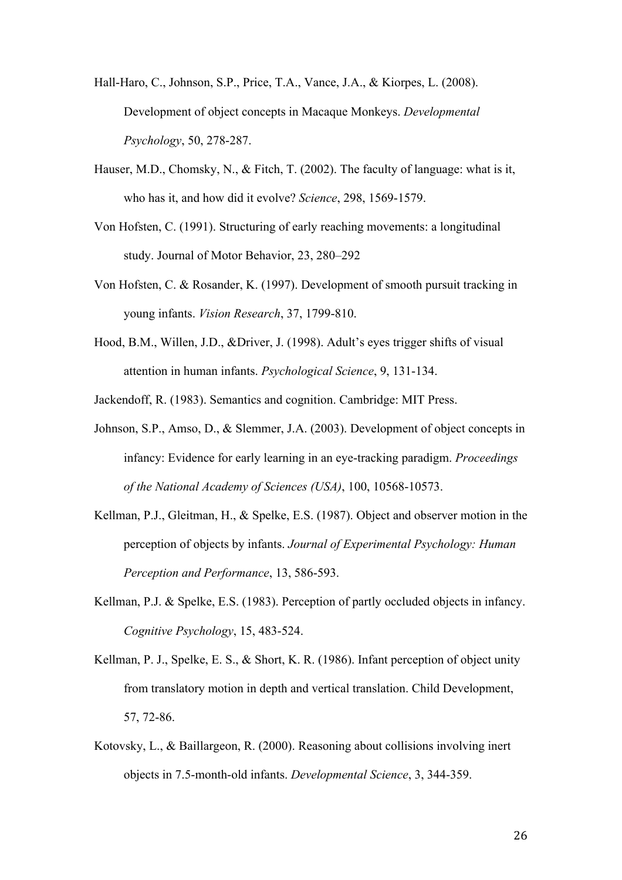Hall-Haro, C., Johnson, S.P., Price, T.A., Vance, J.A., & Kiorpes, L. (2008). Development of object concepts in Macaque Monkeys. *Developmental Psychology*, 50, 278-287.

Hauser, M.D., Chomsky, N., & Fitch, T. (2002). The faculty of language: what is it, who has it, and how did it evolve? *Science*, 298, 1569-1579.

Von Hofsten, C. (1991). Structuring of early reaching movements: a longitudinal study. Journal of Motor Behavior, 23, 280–292

Von Hofsten, C. & Rosander, K. (1997). Development of smooth pursuit tracking in young infants. *Vision Research*, 37, 1799-810.

Hood, B.M., Willen, J.D., &Driver, J. (1998). Adult's eyes trigger shifts of visual attention in human infants. *Psychological Science*, 9, 131-134.

Jackendoff, R. (1983). Semantics and cognition. Cambridge: MIT Press.

Johnson, S.P., Amso, D., & Slemmer, J.A. (2003). Development of object concepts in infancy: Evidence for early learning in an eye-tracking paradigm. *Proceedings of the National Academy of Sciences (USA)*, 100, 10568-10573.

Kellman, P.J., Gleitman, H., & Spelke, E.S. (1987). Object and observer motion in the perception of objects by infants. *Journal of Experimental Psychology: Human Perception and Performance*, 13, 586-593.

Kellman, P.J. & Spelke, E.S. (1983). Perception of partly occluded objects in infancy. *Cognitive Psychology*, 15, 483-524.

Kellman, P. J., Spelke, E. S., & Short, K. R. (1986). Infant perception of object unity from translatory motion in depth and vertical translation. Child Development, 57, 72-86.

Kotovsky, L., & Baillargeon, R. (2000). Reasoning about collisions involving inert objects in 7.5-month-old infants. *Developmental Science*, 3, 344-359.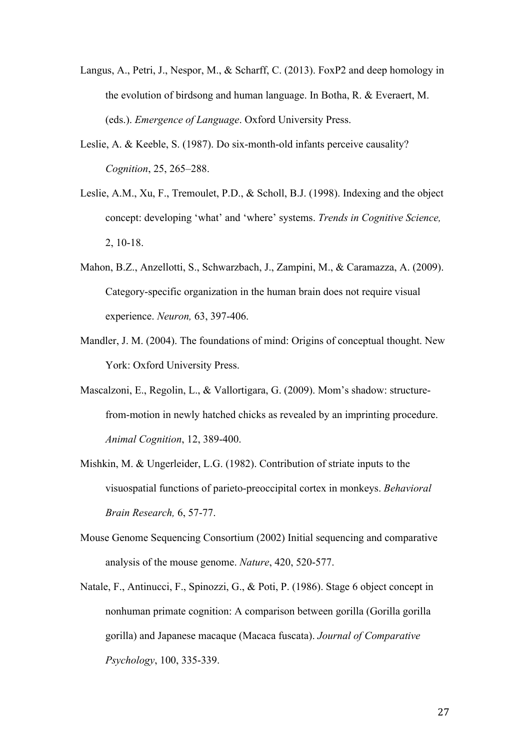Langus, A., Petri, J., Nespor, M., & Scharff, C. (2013). FoxP2 and deep homology in the evolution of birdsong and human language. In Botha, R. & Everaert, M. (eds.). *Emergence of Language*. Oxford University Press.

Leslie, A. & Keeble, S. (1987). Do six-month-old infants perceive causality? *Cognition*, 25, 265–288.

Leslie, A.M., Xu, F., Tremoulet, P.D., & Scholl, B.J. (1998). Indexing and the object concept: developing 'what' and 'where' systems. *Trends in Cognitive Science,* 2, 10-18.

Mahon, B.Z., Anzellotti, S., Schwarzbach, J., Zampini, M., & Caramazza, A. (2009). Category-specific organization in the human brain does not require visual experience. *Neuron,* 63, 397-406.

Mandler, J. M. (2004). The foundations of mind: Origins of conceptual thought. New York: Oxford University Press.

Mascalzoni, E., Regolin, L., & Vallortigara, G. (2009). Mom's shadow: structure-from-motion in newly hatched chicks as revealed by an imprinting procedure. *Animal Cognition*, 12, 389-400.

Mishkin, M. & Ungerleider, L.G. (1982). Contribution of striate inputs to the visuospatial functions of parieto-preoccipital cortex in monkeys. *Behavioral Brain Research,* 6, 57-77.

Mouse Genome Sequencing Consortium (2002) Initial sequencing and comparative analysis of the mouse genome. *Nature*, 420, 520-577.

Natale, F., Antinucci, F., Spinozzi, G., & Poti, P. (1986). Stage 6 object concept in nonhuman primate cognition: A comparison between gorilla (Gorilla gorilla gorilla) and Japanese macaque (Macaca fuscata). *Journal of Comparative Psychology*, 100, 335-339.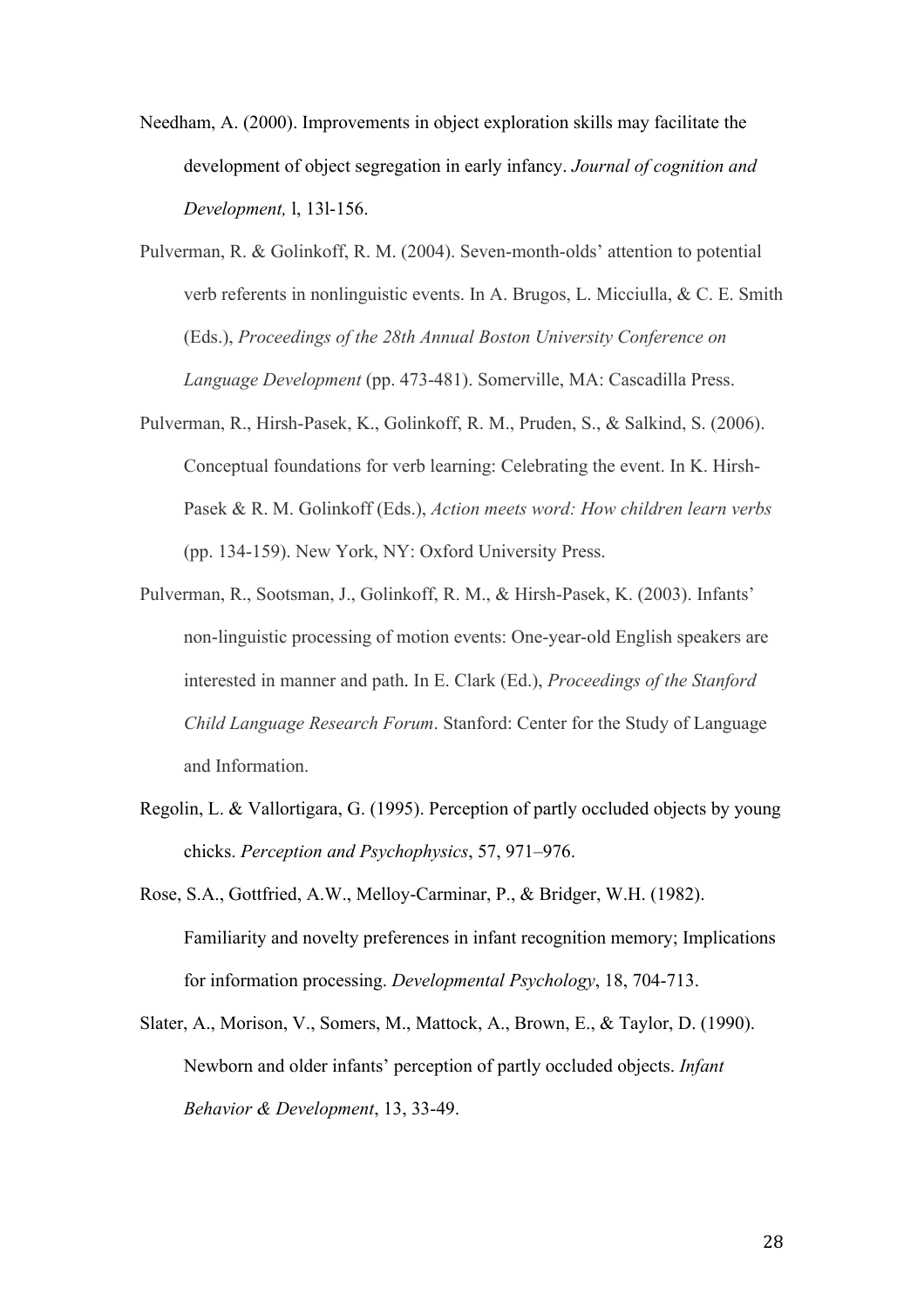Needham, A. (2000). Improvements in object exploration skills may facilitate the development of object segregation in early infancy. *Journal of cognition and Development,* l, 13l-156.

Pulverman, R. & Golinkoff, R. M. (2004). Seven-month-olds' attention to potential verb referents in nonlinguistic events. In A. Brugos, L. Micciulla, & C. E. Smith (Eds.), *Proceedings of the 28th Annual Boston University Conference on Language Development* (pp. 473-481). Somerville, MA: Cascadilla Press.

Pulverman, R., Hirsh-Pasek, K., Golinkoff, R. M., Pruden, S., & Salkind, S. (2006). Conceptual foundations for verb learning: Celebrating the event. In K. Hirsh-Pasek & R. M. Golinkoff (Eds.), *Action meets word: How children learn verbs* (pp. 134-159). New York, NY: Oxford University Press.

Pulverman, R., Sootsman, J., Golinkoff, R. M., & Hirsh-Pasek, K. (2003). Infants' non-linguistic processing of motion events: One-year-old English speakers are interested in manner and path. In E. Clark (Ed.), *Proceedings of the Stanford Child Language Research Forum*. Stanford: Center for the Study of Language and Information.

Regolin, L. & Vallortigara, G. (1995). Perception of partly occluded objects by young chicks. *Perception and Psychophysics*, 57, 971–976.

Rose, S.A., Gottfried, A.W., Melloy-Carminar, P., & Bridger, W.H. (1982). Familiarity and novelty preferences in infant recognition memory; Implications for information processing. *Developmental Psychology*, 18, 704-713.

Slater, A., Morison, V., Somers, M., Mattock, A., Brown, E., & Taylor, D. (1990). Newborn and older infants' perception of partly occluded objects. *Infant Behavior & Development*, 13, 33-49.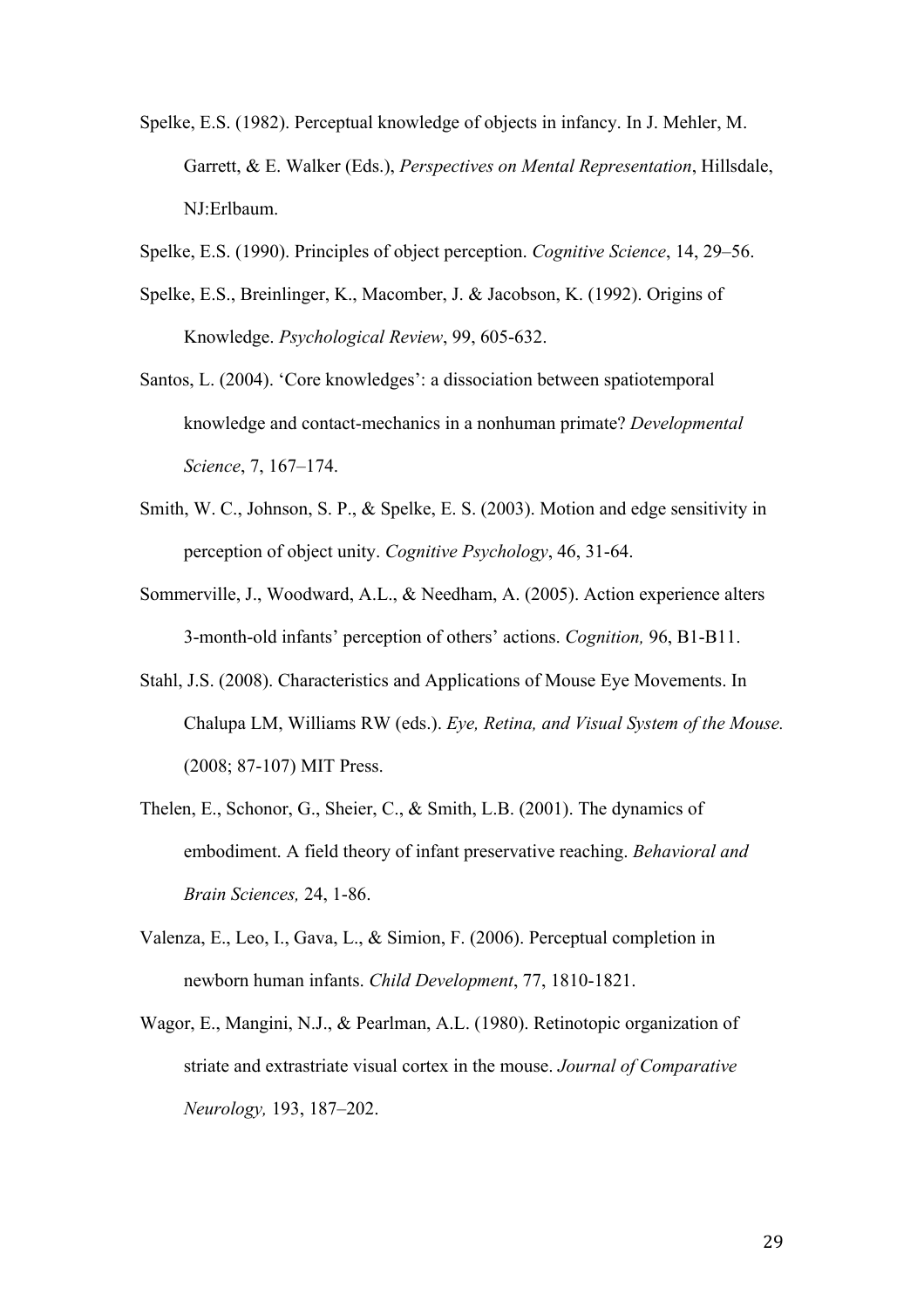Spelke, E.S. (1982). Perceptual knowledge of objects in infancy. In J. Mehler, M. Garrett, & E. Walker (Eds.), *Perspectives on Mental Representation*, Hillsdale, NJ:Erlbaum.

Spelke, E.S. (1990). Principles of object perception. *Cognitive Science*, 14, 29–56.

Spelke, E.S., Breinlinger, K., Macomber, J. & Jacobson, K. (1992). Origins of Knowledge. *Psychological Review*, 99, 605-632.

Santos, L. (2004). 'Core knowledges': a dissociation between spatiotemporal knowledge and contact-mechanics in a nonhuman primate? *Developmental Science*, 7, 167–174.

Smith, W. C., Johnson, S. P., & Spelke, E. S. (2003). Motion and edge sensitivity in perception of object unity. *Cognitive Psychology*, 46, 31-64.

Sommerville, J., Woodward, A.L., & Needham, A. (2005). Action experience alters 3-month-old infants' perception of others' actions. *Cognition,* 96, B1-B11.

Stahl, J.S. (2008). Characteristics and Applications of Mouse Eye Movements. In Chalupa LM, Williams RW (eds.). *Eye, Retina, and Visual System of the Mouse.* (2008; 87-107) MIT Press.

Thelen, E., Schonor, G., Sheier, C., & Smith, L.B. (2001). The dynamics of embodiment. A field theory of infant preservative reaching. *Behavioral and Brain Sciences,* 24, 1-86.

Valenza, E., Leo, I., Gava, L., & Simion, F. (2006). Perceptual completion in newborn human infants. *Child Development*, 77, 1810-1821.

Wagor, E., Mangini, N.J., & Pearlman, A.L. (1980). Retinotopic organization of striate and extrastriate visual cortex in the mouse. *Journal of Comparative Neurology,* 193, 187–202.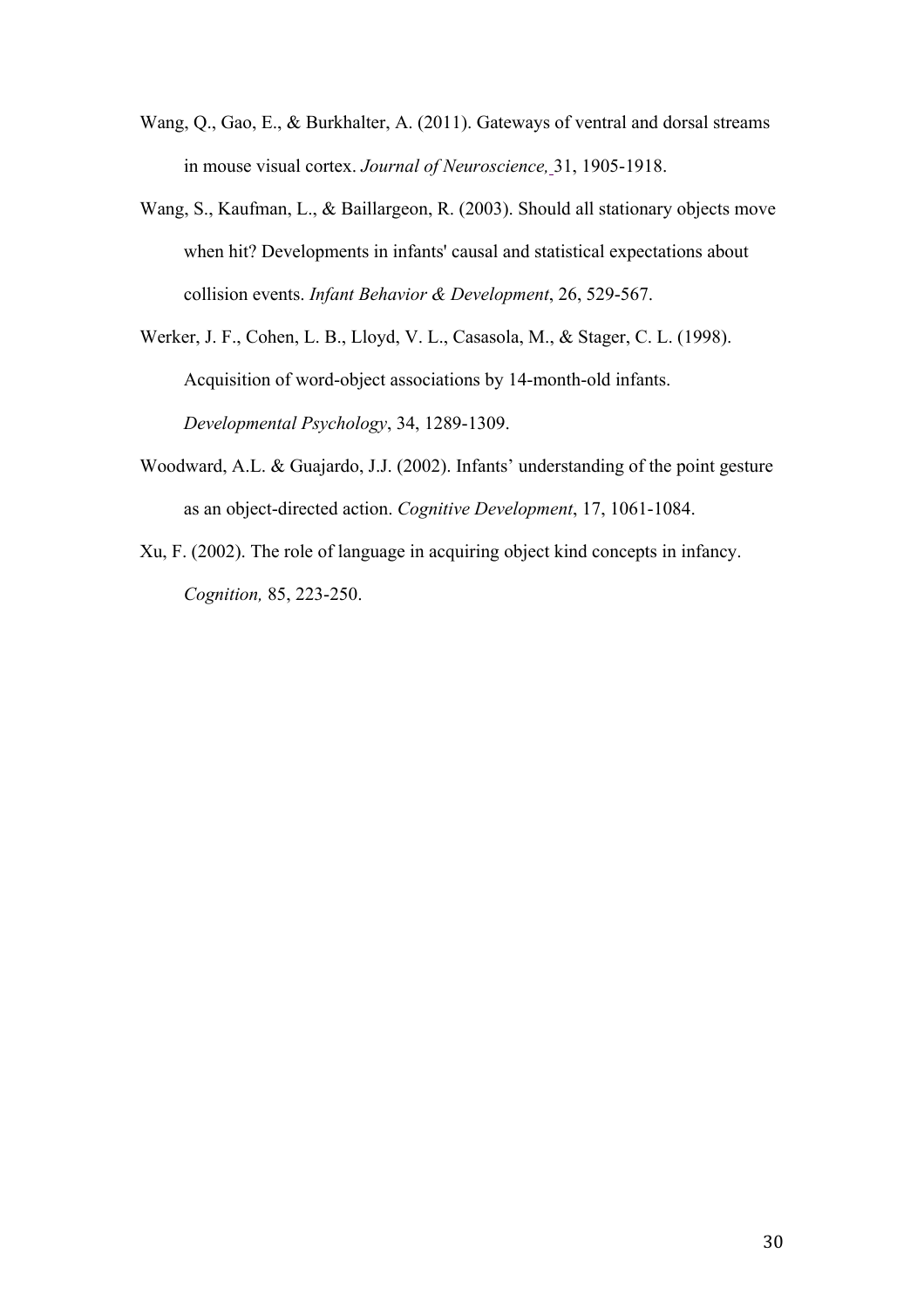Wang, Q., Gao, E., & Burkhalter, A. (2011). Gateways of ventral and dorsal streams in mouse visual cortex. *Journal of Neuroscience,* 31, 1905-1918.

Wang, S., Kaufman, L., & Baillargeon, R. (2003). Should all stationary objects move when hit? Developments in infants' causal and statistical expectations about collision events. *Infant Behavior & Development*, 26, 529-567.

Werker, J. F., Cohen, L. B., Lloyd, V. L., Casasola, M., & Stager, C. L. (1998). Acquisition of word-object associations by 14-month-old infants. *Developmental Psychology*, 34, 1289-1309.

Woodward, A.L. & Guajardo, J.J. (2002). Infants' understanding of the point gesture as an object-directed action. *Cognitive Development*, 17, 1061-1084.

Xu, F. (2002). The role of language in acquiring object kind concepts in infancy. *Cognition,* 85, 223-250.